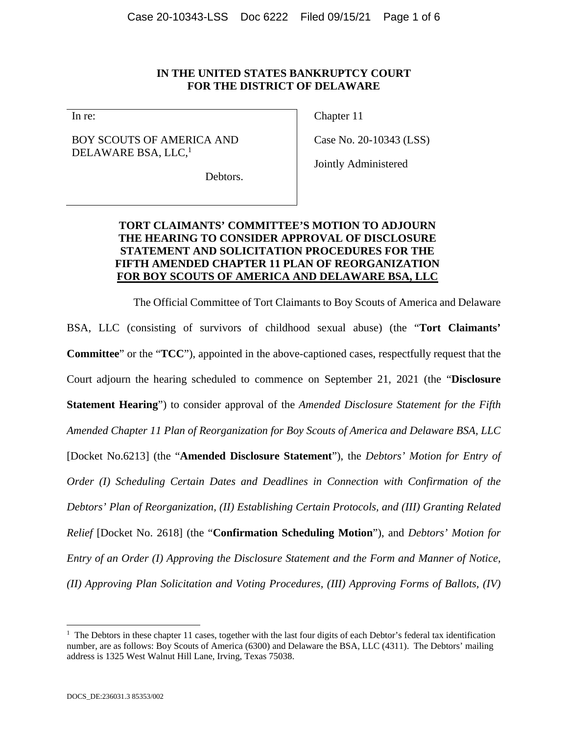**IN THE UNITED STATES BANKRUPTCY COURT**
**FOR THE DISTRICT OF DELAWARE**

| In re: | Chapter 11 |
| --- | --- |
| BOY SCOUTS OF AMERICA AND DELAWARE BSA, LLC,[1] | Case No. 20-10343 (LSS) |
| Debtors. | Jointly Administered |

**TORT CLAIMANTS' COMMITTEE'S MOTION TO ADJOURN THE HEARING TO CONSIDER APPROVAL OF DISCLOSURE STATEMENT AND SOLICITATION PROCEDURES FOR THE FIFTH AMENDED CHAPTER 11 PLAN OF REORGANIZATION FOR BOY SCOUTS OF AMERICA AND DELAWARE BSA, LLC**

The Official Committee of Tort Claimants to Boy Scouts of America and Delaware BSA, LLC (consisting of survivors of childhood sexual abuse) (the "**Tort Claimants' Committee**" or the "**TCC**"), appointed in the above-captioned cases, respectfully request that the Court adjourn the hearing scheduled to commence on September 21, 2021 (the "**Disclosure Statement Hearing**") to consider approval of the *Amended Disclosure Statement for the Fifth Amended Chapter 11 Plan of Reorganization for Boy Scouts of America and Delaware BSA, LLC* [Docket No.6213] (the "**Amended Disclosure Statement**"), the *Debtors' Motion for Entry of Order (I) Scheduling Certain Dates and Deadlines in Connection with Confirmation of the Debtors' Plan of Reorganization, (II) Establishing Certain Protocols, and (III) Granting Related Relief* [Docket No. 2618] (the "**Confirmation Scheduling Motion**"), and *Debtors' Motion for Entry of an Order (I) Approving the Disclosure Statement and the Form and Manner of Notice, (II) Approving Plan Solicitation and Voting Procedures, (III) Approving Forms of Ballots, (IV)*

---

[1] The Debtors in these chapter 11 cases, together with the last four digits of each Debtor's federal tax identification number, are as follows: Boy Scouts of America (6300) and Delaware the BSA, LLC (4311). The Debtors' mailing address is 1325 West Walnut Hill Lane, Irving, Texas 75038.

DOCS_DE:236031.3 85353/002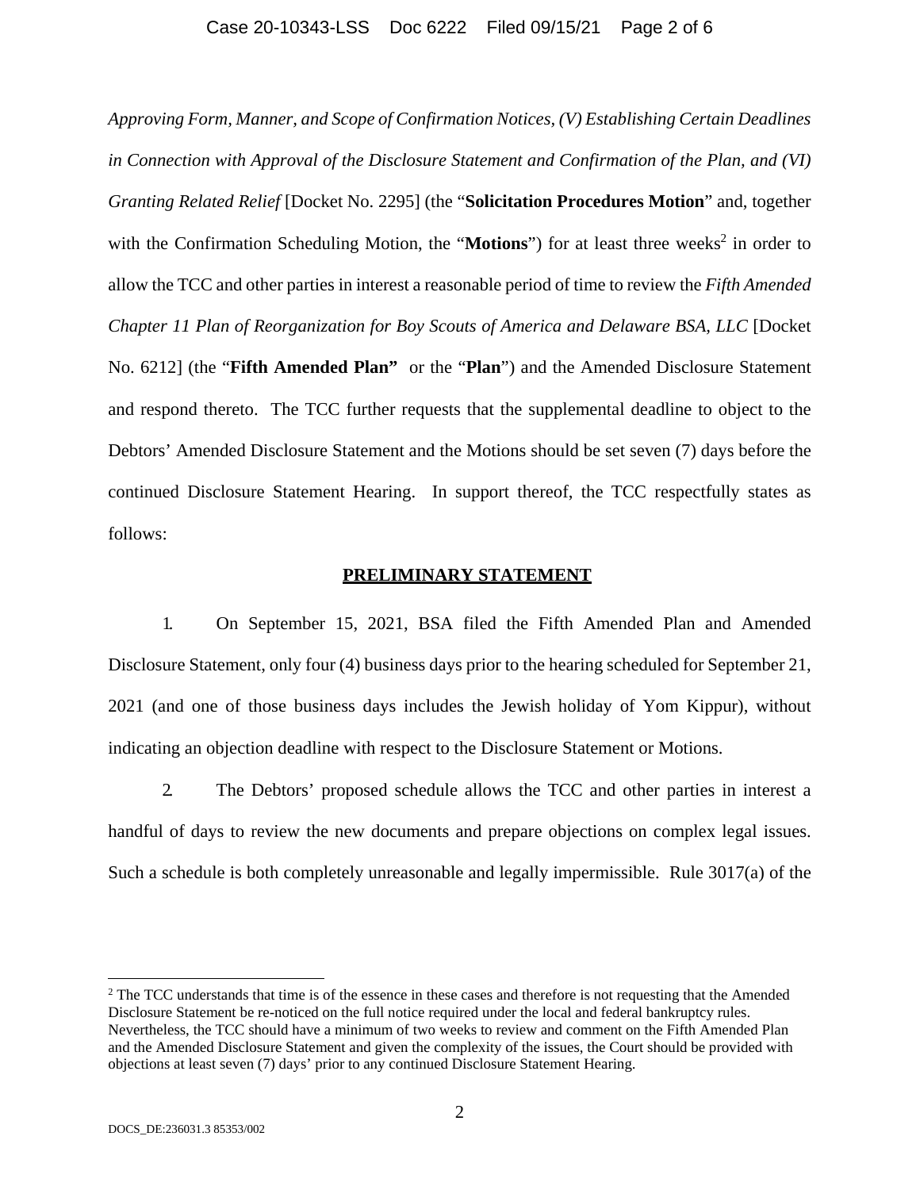*Approving Form, Manner, and Scope of Confirmation Notices, (V) Establishing Certain Deadlines in Connection with Approval of the Disclosure Statement and Confirmation of the Plan, and (VI) Granting Related Relief* [Docket No. 2295] (the "**Solicitation Procedures Motion**" and, together with the Confirmation Scheduling Motion, the "**Motions**") for at least three weeks[2] in order to allow the TCC and other parties in interest a reasonable period of time to review the *Fifth Amended Chapter 11 Plan of Reorganization for Boy Scouts of America and Delaware BSA, LLC* [Docket No. 6212] (the "**Fifth Amended Plan"** or the "**Plan**") and the Amended Disclosure Statement and respond thereto. The TCC further requests that the supplemental deadline to object to the Debtors' Amended Disclosure Statement and the Motions should be set seven (7) days before the continued Disclosure Statement Hearing. In support thereof, the TCC respectfully states as follows:

## PRELIMINARY STATEMENT

1. On September 15, 2021, BSA filed the Fifth Amended Plan and Amended Disclosure Statement, only four (4) business days prior to the hearing scheduled for September 21, 2021 (and one of those business days includes the Jewish holiday of Yom Kippur), without indicating an objection deadline with respect to the Disclosure Statement or Motions.

2. The Debtors' proposed schedule allows the TCC and other parties in interest a handful of days to review the new documents and prepare objections on complex legal issues. Such a schedule is both completely unreasonable and legally impermissible. Rule 3017(a) of the

---

[2] The TCC understands that time is of the essence in these cases and therefore is not requesting that the Amended Disclosure Statement be re-noticed on the full notice required under the local and federal bankruptcy rules. Nevertheless, the TCC should have a minimum of two weeks to review and comment on the Fifth Amended Plan and the Amended Disclosure Statement and given the complexity of the issues, the Court should be provided with objections at least seven (7) days' prior to any continued Disclosure Statement Hearing.

DOCS_DE:236031.3 85353/002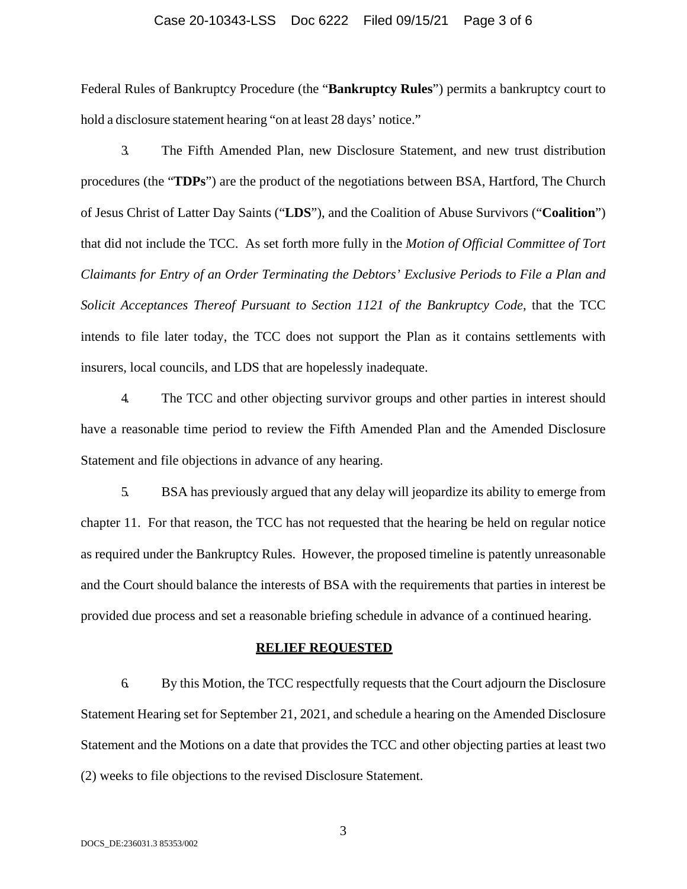Federal Rules of Bankruptcy Procedure (the "**Bankruptcy Rules**") permits a bankruptcy court to hold a disclosure statement hearing "on at least 28 days' notice."

3. The Fifth Amended Plan, new Disclosure Statement, and new trust distribution procedures (the "**TDPs**") are the product of the negotiations between BSA, Hartford, The Church of Jesus Christ of Latter Day Saints ("**LDS**"), and the Coalition of Abuse Survivors ("**Coalition**") that did not include the TCC. As set forth more fully in the *Motion of Official Committee of Tort Claimants for Entry of an Order Terminating the Debtors' Exclusive Periods to File a Plan and Solicit Acceptances Thereof Pursuant to Section 1121 of the Bankruptcy Code*, that the TCC intends to file later today, the TCC does not support the Plan as it contains settlements with insurers, local councils, and LDS that are hopelessly inadequate.

4. The TCC and other objecting survivor groups and other parties in interest should have a reasonable time period to review the Fifth Amended Plan and the Amended Disclosure Statement and file objections in advance of any hearing.

5. BSA has previously argued that any delay will jeopardize its ability to emerge from chapter 11. For that reason, the TCC has not requested that the hearing be held on regular notice as required under the Bankruptcy Rules. However, the proposed timeline is patently unreasonable and the Court should balance the interests of BSA with the requirements that parties in interest be provided due process and set a reasonable briefing schedule in advance of a continued hearing.

## RELIEF REQUESTED

6. By this Motion, the TCC respectfully requests that the Court adjourn the Disclosure Statement Hearing set for September 21, 2021, and schedule a hearing on the Amended Disclosure Statement and the Motions on a date that provides the TCC and other objecting parties at least two (2) weeks to file objections to the revised Disclosure Statement.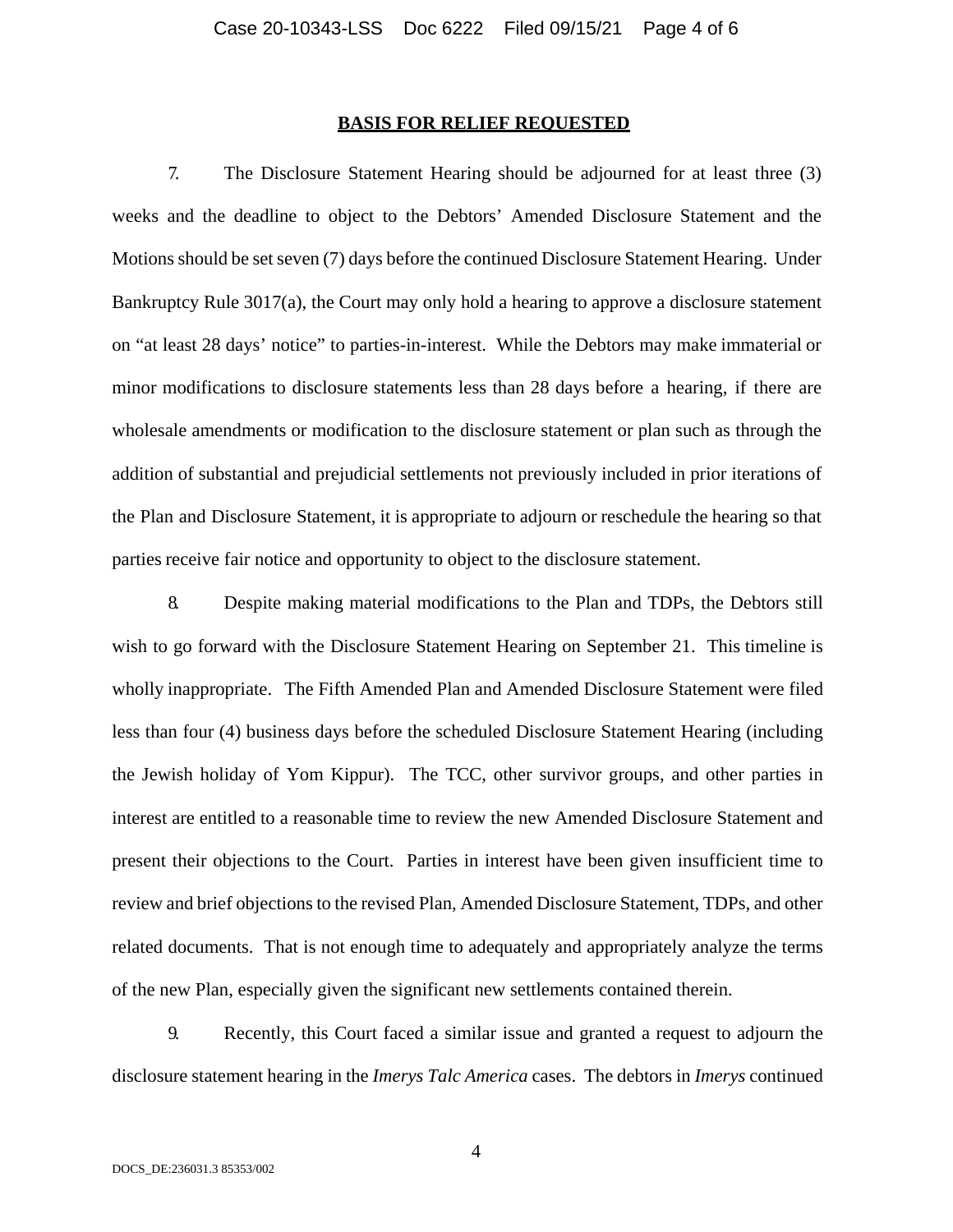## BASIS FOR RELIEF REQUESTED

7. The Disclosure Statement Hearing should be adjourned for at least three (3) weeks and the deadline to object to the Debtors' Amended Disclosure Statement and the Motions should be set seven (7) days before the continued Disclosure Statement Hearing. Under Bankruptcy Rule 3017(a), the Court may only hold a hearing to approve a disclosure statement on "at least 28 days' notice" to parties-in-interest. While the Debtors may make immaterial or minor modifications to disclosure statements less than 28 days before a hearing, if there are wholesale amendments or modification to the disclosure statement or plan such as through the addition of substantial and prejudicial settlements not previously included in prior iterations of the Plan and Disclosure Statement, it is appropriate to adjourn or reschedule the hearing so that parties receive fair notice and opportunity to object to the disclosure statement.

8. Despite making material modifications to the Plan and TDPs, the Debtors still wish to go forward with the Disclosure Statement Hearing on September 21. This timeline is wholly inappropriate. The Fifth Amended Plan and Amended Disclosure Statement were filed less than four (4) business days before the scheduled Disclosure Statement Hearing (including the Jewish holiday of Yom Kippur). The TCC, other survivor groups, and other parties in interest are entitled to a reasonable time to review the new Amended Disclosure Statement and present their objections to the Court. Parties in interest have been given insufficient time to review and brief objections to the revised Plan, Amended Disclosure Statement, TDPs, and other related documents. That is not enough time to adequately and appropriately analyze the terms of the new Plan, especially given the significant new settlements contained therein.

9. Recently, this Court faced a similar issue and granted a request to adjourn the disclosure statement hearing in the *Imerys Talc America* cases. The debtors in *Imerys* continued

DOCS_DE:236031.3 85353/002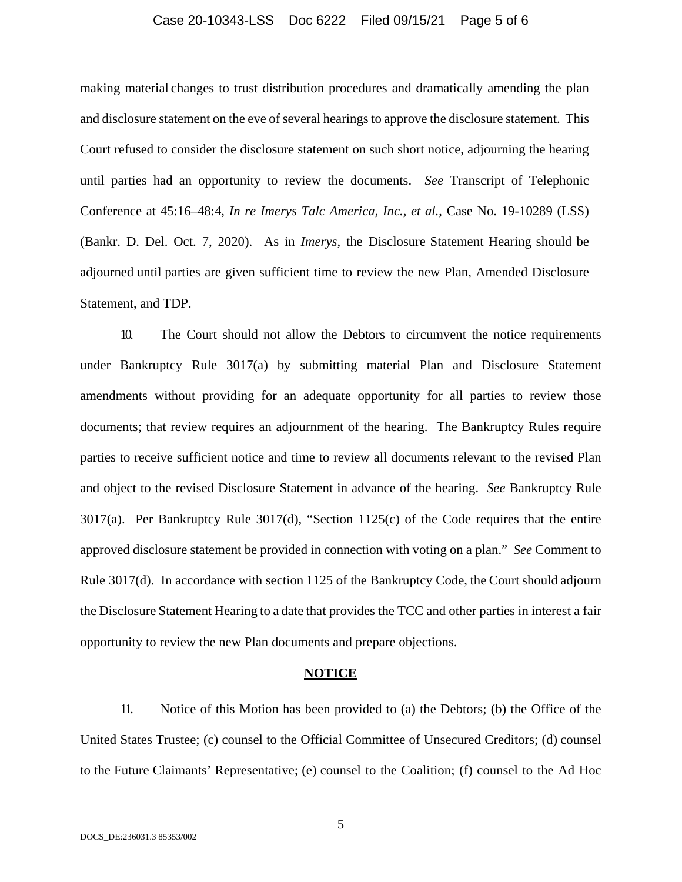making material changes to trust distribution procedures and dramatically amending the plan and disclosure statement on the eve of several hearings to approve the disclosure statement. This Court refused to consider the disclosure statement on such short notice, adjourning the hearing until parties had an opportunity to review the documents. *See* Transcript of Telephonic Conference at 45:16–48:4, *In re Imerys Talc America, Inc., et al.*, Case No. 19-10289 (LSS) (Bankr. D. Del. Oct. 7, 2020). As in *Imerys*, the Disclosure Statement Hearing should be adjourned until parties are given sufficient time to review the new Plan, Amended Disclosure Statement, and TDP.

10. The Court should not allow the Debtors to circumvent the notice requirements under Bankruptcy Rule 3017(a) by submitting material Plan and Disclosure Statement amendments without providing for an adequate opportunity for all parties to review those documents; that review requires an adjournment of the hearing. The Bankruptcy Rules require parties to receive sufficient notice and time to review all documents relevant to the revised Plan and object to the revised Disclosure Statement in advance of the hearing. *See* Bankruptcy Rule 3017(a). Per Bankruptcy Rule 3017(d), "Section 1125(c) of the Code requires that the entire approved disclosure statement be provided in connection with voting on a plan." *See* Comment to Rule 3017(d). In accordance with section 1125 of the Bankruptcy Code, the Court should adjourn the Disclosure Statement Hearing to a date that provides the TCC and other parties in interest a fair opportunity to review the new Plan documents and prepare objections.

**NOTICE**

11. Notice of this Motion has been provided to (a) the Debtors; (b) the Office of the United States Trustee; (c) counsel to the Official Committee of Unsecured Creditors; (d) counsel to the Future Claimants' Representative; (e) counsel to the Coalition; (f) counsel to the Ad Hoc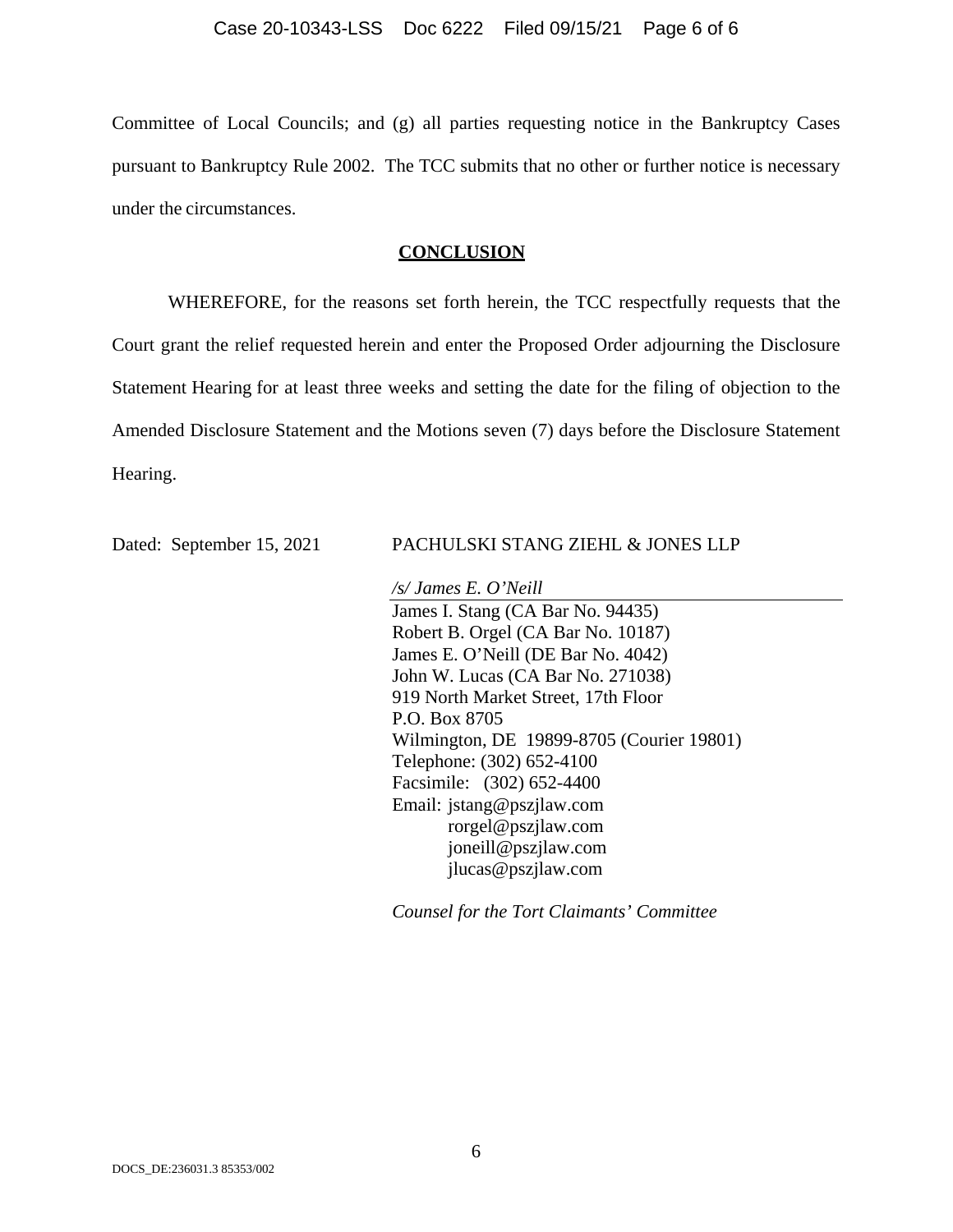Committee of Local Councils; and (g) all parties requesting notice in the Bankruptcy Cases pursuant to Bankruptcy Rule 2002. The TCC submits that no other or further notice is necessary under the circumstances.

## CONCLUSION

WHEREFORE, for the reasons set forth herein, the TCC respectfully requests that the Court grant the relief requested herein and enter the Proposed Order adjourning the Disclosure Statement Hearing for at least three weeks and setting the date for the filing of objection to the Amended Disclosure Statement and the Motions seven (7) days before the Disclosure Statement Hearing.

Dated: September 15, 2021

PACHULSKI STANG ZIEHL & JONES LLP

*/s/ James E. O'Neill*

James I. Stang (CA Bar No. 94435)
Robert B. Orgel (CA Bar No. 10187)
James E. O'Neill (DE Bar No. 4042)
John W. Lucas (CA Bar No. 271038)
919 North Market Street, 17th Floor
P.O. Box 8705
Wilmington, DE 19899-8705 (Courier 19801)
Telephone: (302) 652-4100
Facsimile: (302) 652-4400
Email: jstang@pszjlaw.com
rorgel@pszjlaw.com
joneill@pszjlaw.com
jlucas@pszjlaw.com

*Counsel for the Tort Claimants' Committee*

DOCS_DE:236031.3 85353/002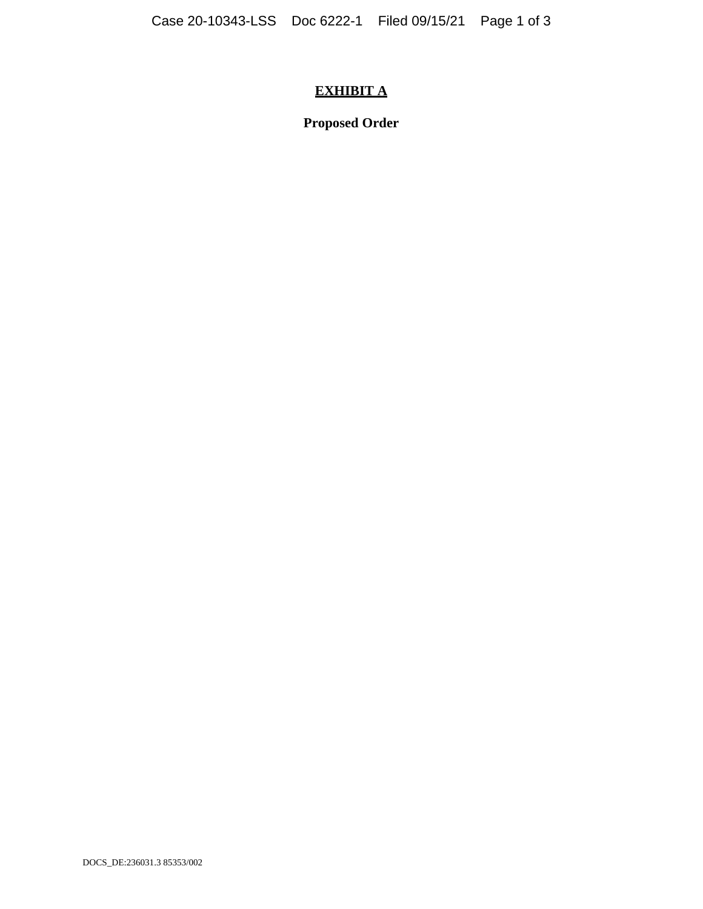# **EXHIBIT A**

**Proposed Order**

DOCS_DE:236031.3 85353/002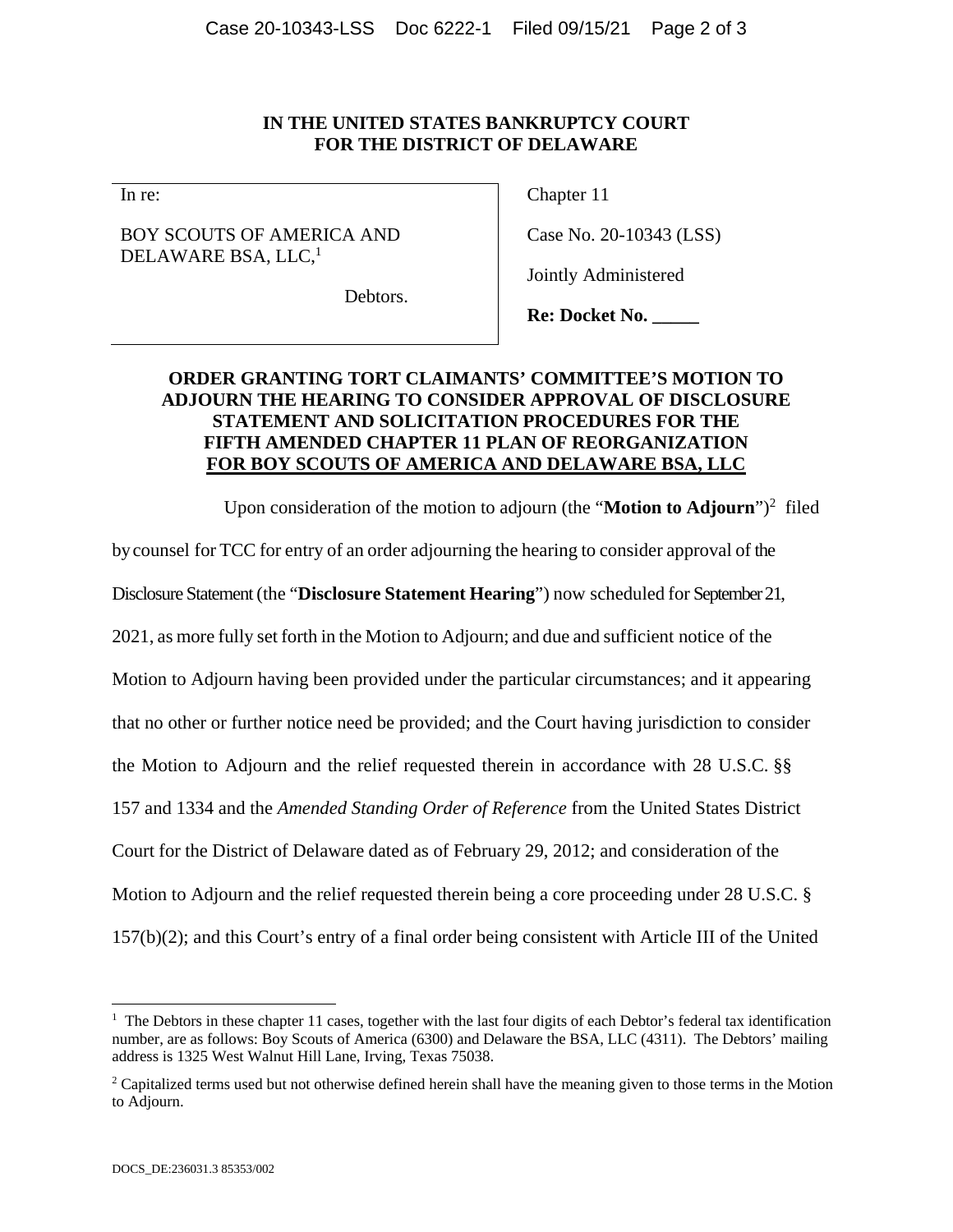**IN THE UNITED STATES BANKRUPTCY COURT**
**FOR THE DISTRICT OF DELAWARE**

| In re: | Chapter 11 |
|---|---|
| BOY SCOUTS OF AMERICA AND DELAWARE BSA, LLC,[1] | Case No. 20-10343 (LSS) |
| Debtors. | Jointly Administered |
| | **Re: Docket No. _____** |

**ORDER GRANTING TORT CLAIMANTS' COMMITTEE'S MOTION TO ADJOURN THE HEARING TO CONSIDER APPROVAL OF DISCLOSURE STATEMENT AND SOLICITATION PROCEDURES FOR THE FIFTH AMENDED CHAPTER 11 PLAN OF REORGANIZATION FOR BOY SCOUTS OF AMERICA AND DELAWARE BSA, LLC**

Upon consideration of the motion to adjourn (the "**Motion to Adjourn**")[2] filed by counsel for TCC for entry of an order adjourning the hearing to consider approval of the Disclosure Statement (the "**Disclosure Statement Hearing**") now scheduled for September 21, 2021, as more fully set forth in the Motion to Adjourn; and due and sufficient notice of the Motion to Adjourn having been provided under the particular circumstances; and it appearing that no other or further notice need be provided; and the Court having jurisdiction to consider the Motion to Adjourn and the relief requested therein in accordance with 28 U.S.C. §§ 157 and 1334 and the *Amended Standing Order of Reference* from the United States District Court for the District of Delaware dated as of February 29, 2012; and consideration of the Motion to Adjourn and the relief requested therein being a core proceeding under 28 U.S.C. § 157(b)(2); and this Court's entry of a final order being consistent with Article III of the United

---

[1] The Debtors in these chapter 11 cases, together with the last four digits of each Debtor's federal tax identification number, are as follows: Boy Scouts of America (6300) and Delaware the BSA, LLC (4311). The Debtors' mailing address is 1325 West Walnut Hill Lane, Irving, Texas 75038.

[2] Capitalized terms used but not otherwise defined herein shall have the meaning given to those terms in the Motion to Adjourn.

DOCS_DE:236031.3 85353/002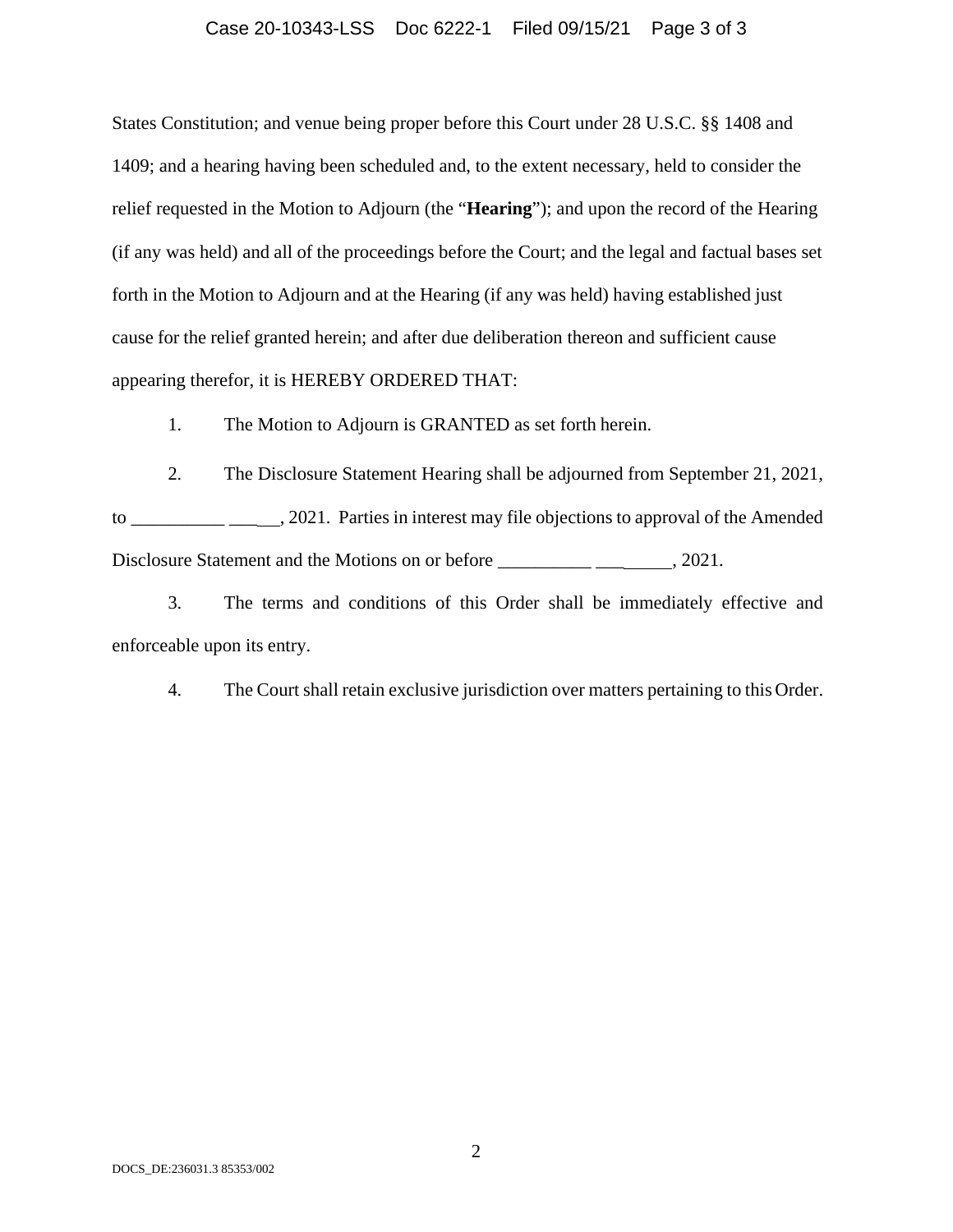States Constitution; and venue being proper before this Court under 28 U.S.C. §§ 1408 and 1409; and a hearing having been scheduled and, to the extent necessary, held to consider the relief requested in the Motion to Adjourn (the "**Hearing**"); and upon the record of the Hearing (if any was held) and all of the proceedings before the Court; and the legal and factual bases set forth in the Motion to Adjourn and at the Hearing (if any was held) having established just cause for the relief granted herein; and after due deliberation thereon and sufficient cause appearing therefor, it is HEREBY ORDERED THAT:

1. The Motion to Adjourn is GRANTED as set forth herein.

2. The Disclosure Statement Hearing shall be adjourned from September 21, 2021, to __________ _____, 2021. Parties in interest may file objections to approval of the Amended Disclosure Statement and the Motions on or before __________ ________, 2021.

3. The terms and conditions of this Order shall be immediately effective and enforceable upon its entry.

4. The Court shall retain exclusive jurisdiction over matters pertaining to this Order.

DOCS_DE:236031.3 85353/002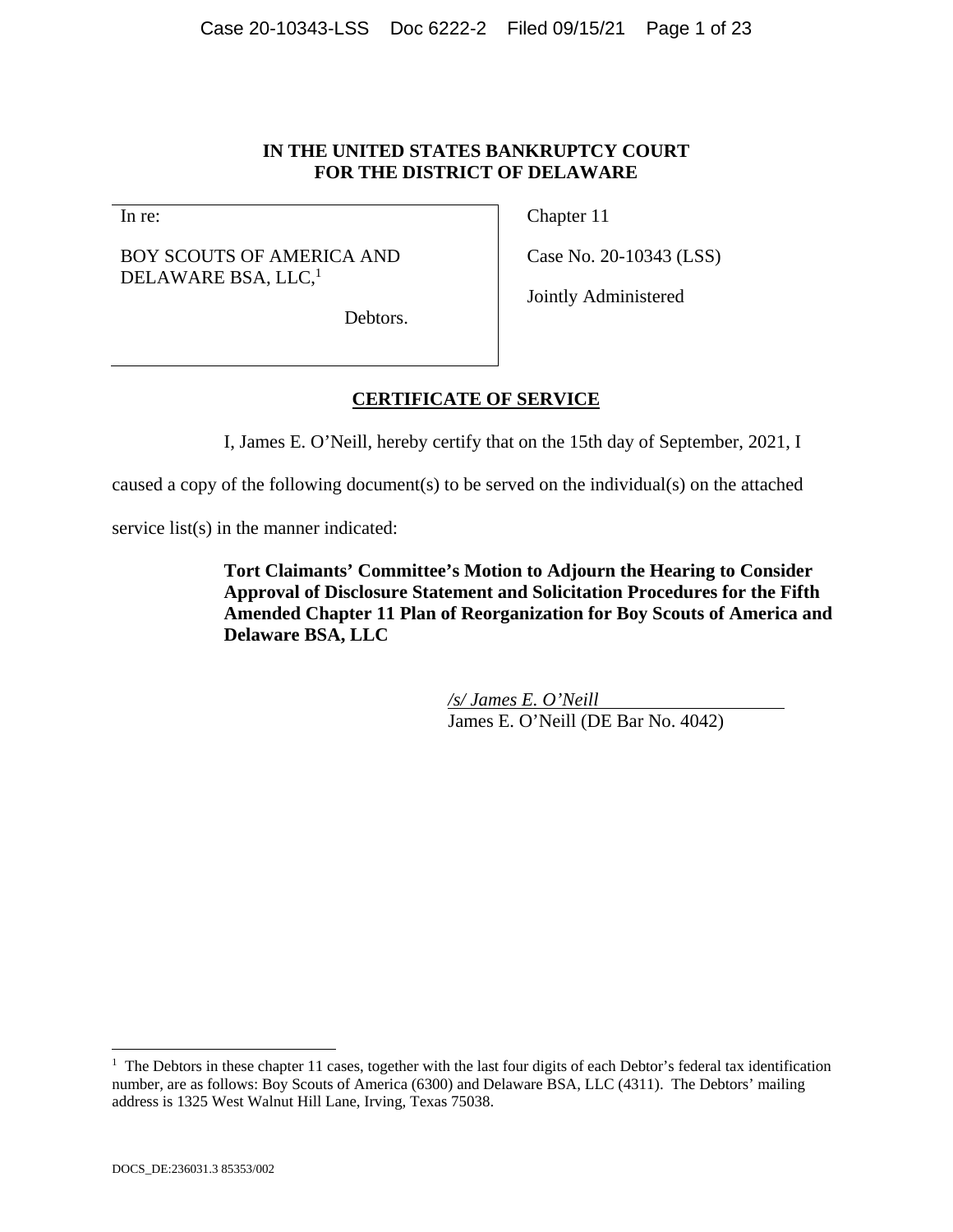**IN THE UNITED STATES BANKRUPTCY COURT**
**FOR THE DISTRICT OF DELAWARE**

| In re: | Chapter 11 |
| --- | --- |
| BOY SCOUTS OF AMERICA AND DELAWARE BSA, LLC,[1] | Case No. 20-10343 (LSS) |
| Debtors. | Jointly Administered |

## CERTIFICATE OF SERVICE

I, James E. O'Neill, hereby certify that on the 15th day of September, 2021, I caused a copy of the following document(s) to be served on the individual(s) on the attached service list(s) in the manner indicated:

> **Tort Claimants' Committee's Motion to Adjourn the Hearing to Consider Approval of Disclosure Statement and Solicitation Procedures for the Fifth Amended Chapter 11 Plan of Reorganization for Boy Scouts of America and Delaware BSA, LLC**

*/s/ James E. O'Neill*
James E. O'Neill (DE Bar No. 4042)

[1] The Debtors in these chapter 11 cases, together with the last four digits of each Debtor's federal tax identification number, are as follows: Boy Scouts of America (6300) and Delaware BSA, LLC (4311). The Debtors' mailing address is 1325 West Walnut Hill Lane, Irving, Texas 75038.

DOCS_DE:236031.3 85353/002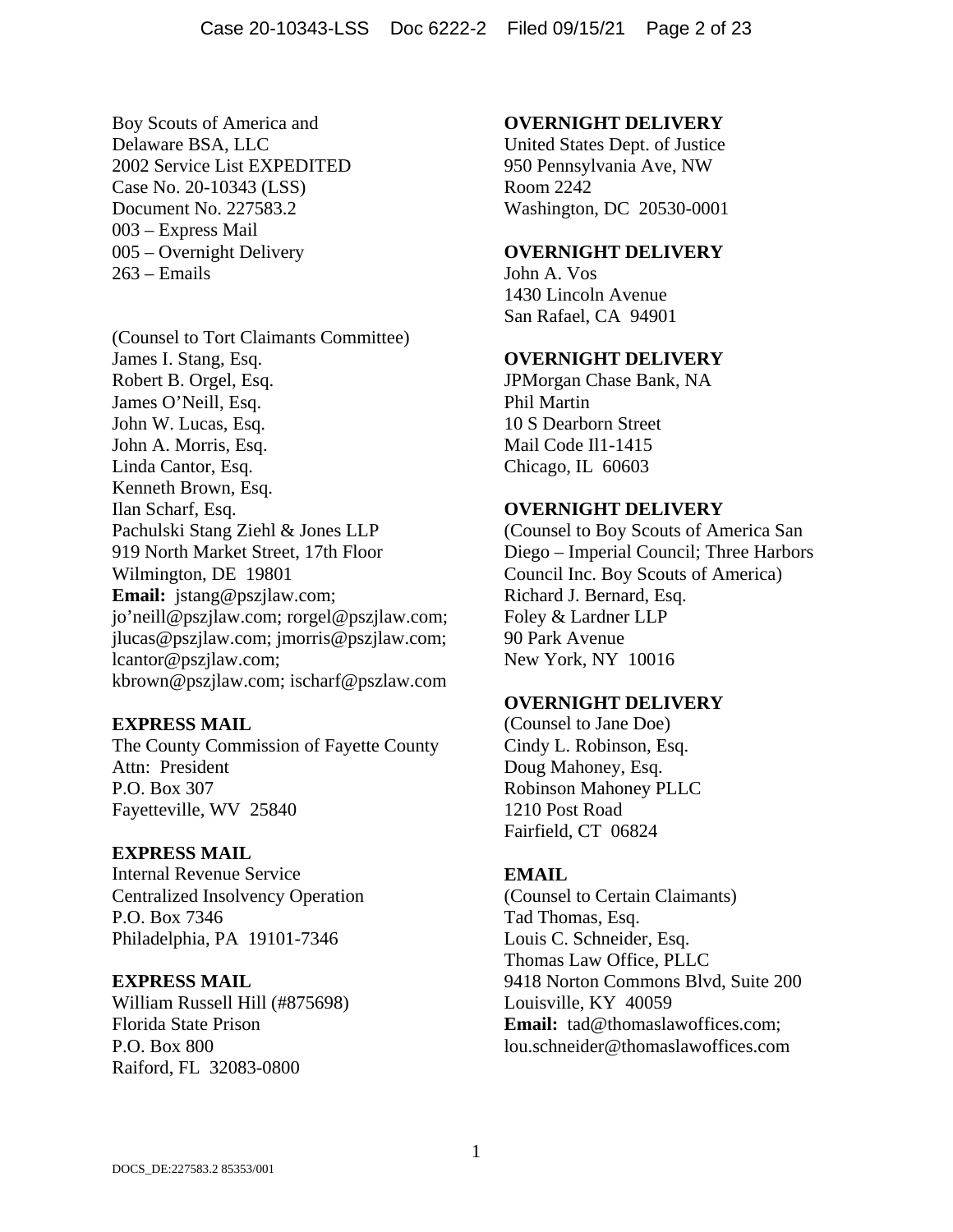Boy Scouts of America and
Delaware BSA, LLC
2002 Service List EXPEDITED
Case No. 20-10343 (LSS)
Document No. 227583.2
003 – Express Mail
005 – Overnight Delivery
263 – Emails

(Counsel to Tort Claimants Committee)
James I. Stang, Esq.
Robert B. Orgel, Esq.
James O'Neill, Esq.
John W. Lucas, Esq.
John A. Morris, Esq.
Linda Cantor, Esq.
Kenneth Brown, Esq.
Ilan Scharf, Esq.
Pachulski Stang Ziehl & Jones LLP
919 North Market Street, 17th Floor
Wilmington, DE 19801
**Email:** jstang@pszjlaw.com; jo'neill@pszjlaw.com; rorgel@pszjlaw.com; jlucas@pszjlaw.com; jmorris@pszjlaw.com; lcantor@pszjlaw.com; kbrown@pszjlaw.com; ischarf@pszlaw.com

**EXPRESS MAIL**
The County Commission of Fayette County
Attn: President
P.O. Box 307
Fayetteville, WV 25840

**EXPRESS MAIL**
Internal Revenue Service
Centralized Insolvency Operation
P.O. Box 7346
Philadelphia, PA 19101-7346

**EXPRESS MAIL**
William Russell Hill (#875698)
Florida State Prison
P.O. Box 800
Raiford, FL 32083-0800

**OVERNIGHT DELIVERY**
United States Dept. of Justice
950 Pennsylvania Ave, NW
Room 2242
Washington, DC 20530-0001

**OVERNIGHT DELIVERY**
John A. Vos
1430 Lincoln Avenue
San Rafael, CA 94901

**OVERNIGHT DELIVERY**
JPMorgan Chase Bank, NA
Phil Martin
10 S Dearborn Street
Mail Code Il1-1415
Chicago, IL 60603

**OVERNIGHT DELIVERY**
(Counsel to Boy Scouts of America San Diego – Imperial Council; Three Harbors Council Inc. Boy Scouts of America)
Richard J. Bernard, Esq.
Foley & Lardner LLP
90 Park Avenue
New York, NY 10016

**OVERNIGHT DELIVERY**
(Counsel to Jane Doe)
Cindy L. Robinson, Esq.
Doug Mahoney, Esq.
Robinson Mahoney PLLC
1210 Post Road
Fairfield, CT 06824

**EMAIL**
(Counsel to Certain Claimants)
Tad Thomas, Esq.
Louis C. Schneider, Esq.
Thomas Law Office, PLLC
9418 Norton Commons Blvd, Suite 200
Louisville, KY 40059
**Email:** tad@thomaslawoffices.com; lou.schneider@thomaslawoffices.com

DOCS_DE:227583.2 85353/001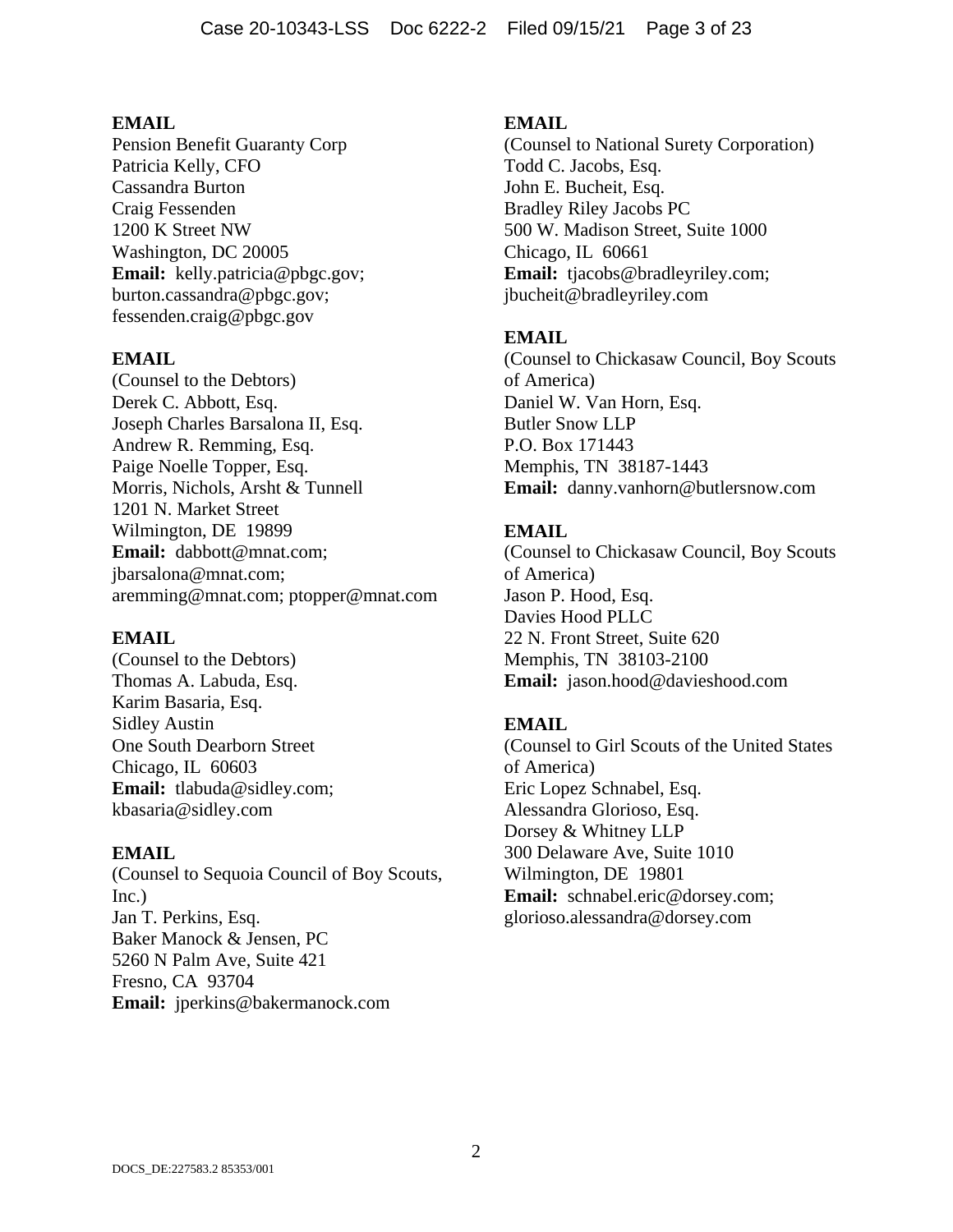**EMAIL**
Pension Benefit Guaranty Corp
Patricia Kelly, CFO
Cassandra Burton
Craig Fessenden
1200 K Street NW
Washington, DC 20005
**Email:** kelly.patricia@pbgc.gov; burton.cassandra@pbgc.gov; fessenden.craig@pbgc.gov

**EMAIL**
(Counsel to the Debtors)
Derek C. Abbott, Esq.
Joseph Charles Barsalona II, Esq.
Andrew R. Remming, Esq.
Paige Noelle Topper, Esq.
Morris, Nichols, Arsht & Tunnell
1201 N. Market Street
Wilmington, DE 19899
**Email:** dabbott@mnat.com; jbarsalona@mnat.com; aremming@mnat.com; ptopper@mnat.com

**EMAIL**
(Counsel to the Debtors)
Thomas A. Labuda, Esq.
Karim Basaria, Esq.
Sidley Austin
One South Dearborn Street
Chicago, IL 60603
**Email:** tlabuda@sidley.com; kbasaria@sidley.com

**EMAIL**
(Counsel to Sequoia Council of Boy Scouts, Inc.)
Jan T. Perkins, Esq.
Baker Manock & Jensen, PC
5260 N Palm Ave, Suite 421
Fresno, CA 93704
**Email:** jperkins@bakermanock.com

**EMAIL**
(Counsel to National Surety Corporation)
Todd C. Jacobs, Esq.
John E. Bucheit, Esq.
Bradley Riley Jacobs PC
500 W. Madison Street, Suite 1000
Chicago, IL 60661
**Email:** tjacobs@bradleyriley.com; jbucheit@bradleyriley.com

**EMAIL**
(Counsel to Chickasaw Council, Boy Scouts of America)
Daniel W. Van Horn, Esq.
Butler Snow LLP
P.O. Box 171443
Memphis, TN 38187-1443
**Email:** danny.vanhorn@butlersnow.com

**EMAIL**
(Counsel to Chickasaw Council, Boy Scouts of America)
Jason P. Hood, Esq.
Davies Hood PLLC
22 N. Front Street, Suite 620
Memphis, TN 38103-2100
**Email:** jason.hood@davieshood.com

**EMAIL**
(Counsel to Girl Scouts of the United States of America)
Eric Lopez Schnabel, Esq.
Alessandra Glorioso, Esq.
Dorsey & Whitney LLP
300 Delaware Ave, Suite 1010
Wilmington, DE 19801
**Email:** schnabel.eric@dorsey.com; glorioso.alessandra@dorsey.com

DOCS_DE:227583.2 85353/001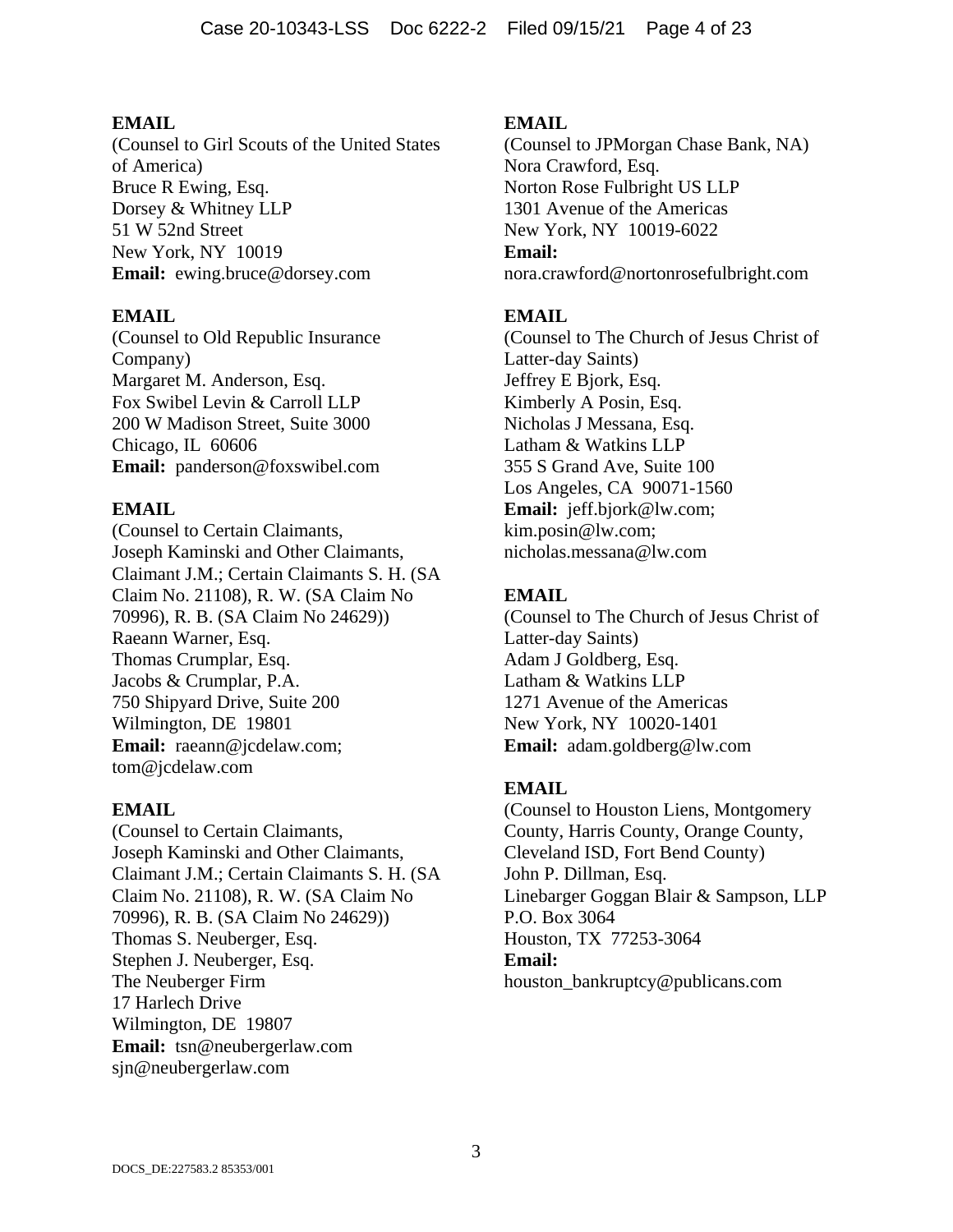**EMAIL**
(Counsel to Girl Scouts of the United States of America)
Bruce R Ewing, Esq.
Dorsey & Whitney LLP
51 W 52nd Street
New York, NY 10019
**Email:** ewing.bruce@dorsey.com

**EMAIL**
(Counsel to Old Republic Insurance Company)
Margaret M. Anderson, Esq.
Fox Swibel Levin & Carroll LLP
200 W Madison Street, Suite 3000
Chicago, IL 60606
**Email:** panderson@foxswibel.com

**EMAIL**
(Counsel to Certain Claimants, Joseph Kaminski and Other Claimants, Claimant J.M.; Certain Claimants S. H. (SA Claim No. 21108), R. W. (SA Claim No 70996), R. B. (SA Claim No 24629))
Raeann Warner, Esq.
Thomas Crumplar, Esq.
Jacobs & Crumplar, P.A.
750 Shipyard Drive, Suite 200
Wilmington, DE 19801
**Email:** raeann@jcdelaw.com; tom@jcdelaw.com

**EMAIL**
(Counsel to Certain Claimants, Joseph Kaminski and Other Claimants, Claimant J.M.; Certain Claimants S. H. (SA Claim No. 21108), R. W. (SA Claim No 70996), R. B. (SA Claim No 24629))
Thomas S. Neuberger, Esq.
Stephen J. Neuberger, Esq.
The Neuberger Firm
17 Harlech Drive
Wilmington, DE 19807
**Email:** tsn@neubergerlaw.com
sjn@neubergerlaw.com

**EMAIL**
(Counsel to JPMorgan Chase Bank, NA)
Nora Crawford, Esq.
Norton Rose Fulbright US LLP
1301 Avenue of the Americas
New York, NY 10019-6022
**Email:**
nora.crawford@nortonrosefulbright.com

**EMAIL**
(Counsel to The Church of Jesus Christ of Latter-day Saints)
Jeffrey E Bjork, Esq.
Kimberly A Posin, Esq.
Nicholas J Messana, Esq.
Latham & Watkins LLP
355 S Grand Ave, Suite 100
Los Angeles, CA 90071-1560
**Email:** jeff.bjork@lw.com; kim.posin@lw.com; nicholas.messana@lw.com

**EMAIL**
(Counsel to The Church of Jesus Christ of Latter-day Saints)
Adam J Goldberg, Esq.
Latham & Watkins LLP
1271 Avenue of the Americas
New York, NY 10020-1401
**Email:** adam.goldberg@lw.com

**EMAIL**
(Counsel to Houston Liens, Montgomery County, Harris County, Orange County, Cleveland ISD, Fort Bend County)
John P. Dillman, Esq.
Linebarger Goggan Blair & Sampson, LLP
P.O. Box 3064
Houston, TX 77253-3064
**Email:**
houston_bankruptcy@publicans.com

DOCS_DE:227583.2 85353/001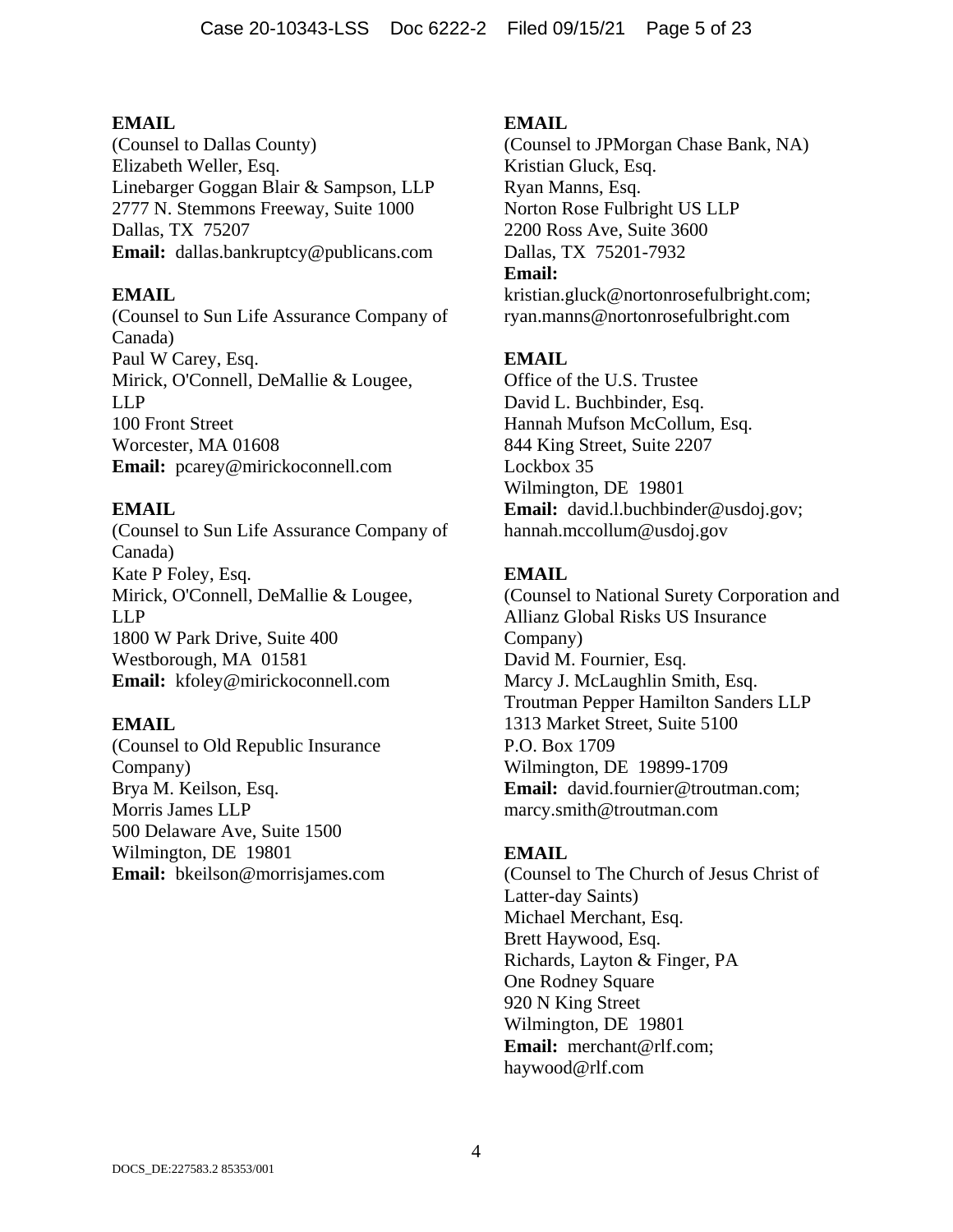**EMAIL**
(Counsel to Dallas County)
Elizabeth Weller, Esq.
Linebarger Goggan Blair & Sampson, LLP
2777 N. Stemmons Freeway, Suite 1000
Dallas, TX 75207
**Email:** dallas.bankruptcy@publicans.com

**EMAIL**
(Counsel to Sun Life Assurance Company of Canada)
Paul W Carey, Esq.
Mirick, O'Connell, DeMallie & Lougee, LLP
100 Front Street
Worcester, MA 01608
**Email:** pcarey@mirickoconnell.com

**EMAIL**
(Counsel to Sun Life Assurance Company of Canada)
Kate P Foley, Esq.
Mirick, O'Connell, DeMallie & Lougee, LLP
1800 W Park Drive, Suite 400
Westborough, MA 01581
**Email:** kfoley@mirickoconnell.com

**EMAIL**
(Counsel to Old Republic Insurance Company)
Brya M. Keilson, Esq.
Morris James LLP
500 Delaware Ave, Suite 1500
Wilmington, DE 19801
**Email:** bkeilson@morrisjames.com

**EMAIL**
(Counsel to JPMorgan Chase Bank, NA)
Kristian Gluck, Esq.
Ryan Manns, Esq.
Norton Rose Fulbright US LLP
2200 Ross Ave, Suite 3600
Dallas, TX 75201-7932
**Email:**
kristian.gluck@nortonrosefulbright.com; ryan.manns@nortonrosefulbright.com

**EMAIL**
Office of the U.S. Trustee
David L. Buchbinder, Esq.
Hannah Mufson McCollum, Esq.
844 King Street, Suite 2207
Lockbox 35
Wilmington, DE 19801
**Email:** david.l.buchbinder@usdoj.gov; hannah.mccollum@usdoj.gov

**EMAIL**
(Counsel to National Surety Corporation and Allianz Global Risks US Insurance Company)
David M. Fournier, Esq.
Marcy J. McLaughlin Smith, Esq.
Troutman Pepper Hamilton Sanders LLP
1313 Market Street, Suite 5100
P.O. Box 1709
Wilmington, DE 19899-1709
**Email:** david.fournier@troutman.com; marcy.smith@troutman.com

**EMAIL**
(Counsel to The Church of Jesus Christ of Latter-day Saints)
Michael Merchant, Esq.
Brett Haywood, Esq.
Richards, Layton & Finger, PA
One Rodney Square
920 N King Street
Wilmington, DE 19801
**Email:** merchant@rlf.com; haywood@rlf.com

DOCS_DE:227583.2 85353/001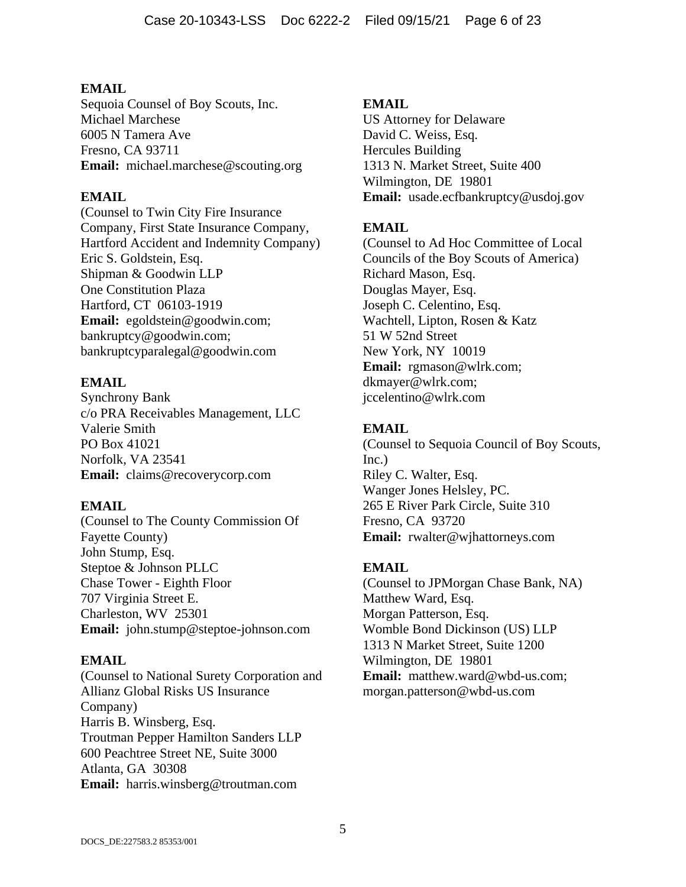**EMAIL**
Sequoia Counsel of Boy Scouts, Inc.
Michael Marchese
6005 N Tamera Ave
Fresno, CA 93711
**Email:** michael.marchese@scouting.org

**EMAIL**
(Counsel to Twin City Fire Insurance Company, First State Insurance Company, Hartford Accident and Indemnity Company)
Eric S. Goldstein, Esq.
Shipman & Goodwin LLP
One Constitution Plaza
Hartford, CT 06103-1919
**Email:** egoldstein@goodwin.com; bankruptcy@goodwin.com; bankruptcyparalegal@goodwin.com

**EMAIL**
Synchrony Bank
c/o PRA Receivables Management, LLC
Valerie Smith
PO Box 41021
Norfolk, VA 23541
**Email:** claims@recoverycorp.com

**EMAIL**
(Counsel to The County Commission Of Fayette County)
John Stump, Esq.
Steptoe & Johnson PLLC
Chase Tower - Eighth Floor
707 Virginia Street E.
Charleston, WV 25301
**Email:** john.stump@steptoe-johnson.com

**EMAIL**
(Counsel to National Surety Corporation and Allianz Global Risks US Insurance Company)
Harris B. Winsberg, Esq.
Troutman Pepper Hamilton Sanders LLP
600 Peachtree Street NE, Suite 3000
Atlanta, GA 30308
**Email:** harris.winsberg@troutman.com

**EMAIL**
US Attorney for Delaware
David C. Weiss, Esq.
Hercules Building
1313 N. Market Street, Suite 400
Wilmington, DE 19801
**Email:** usade.ecfbankruptcy@usdoj.gov

**EMAIL**
(Counsel to Ad Hoc Committee of Local Councils of the Boy Scouts of America)
Richard Mason, Esq.
Douglas Mayer, Esq.
Joseph C. Celentino, Esq.
Wachtell, Lipton, Rosen & Katz
51 W 52nd Street
New York, NY 10019
**Email:** rgmason@wlrk.com; dkmayer@wlrk.com; jccelentino@wlrk.com

**EMAIL**
(Counsel to Sequoia Council of Boy Scouts, Inc.)
Riley C. Walter, Esq.
Wanger Jones Helsley, PC.
265 E River Park Circle, Suite 310
Fresno, CA 93720
**Email:** rwalter@wjhattorneys.com

**EMAIL**
(Counsel to JPMorgan Chase Bank, NA)
Matthew Ward, Esq.
Morgan Patterson, Esq.
Womble Bond Dickinson (US) LLP
1313 N Market Street, Suite 1200
Wilmington, DE 19801
**Email:** matthew.ward@wbd-us.com; morgan.patterson@wbd-us.com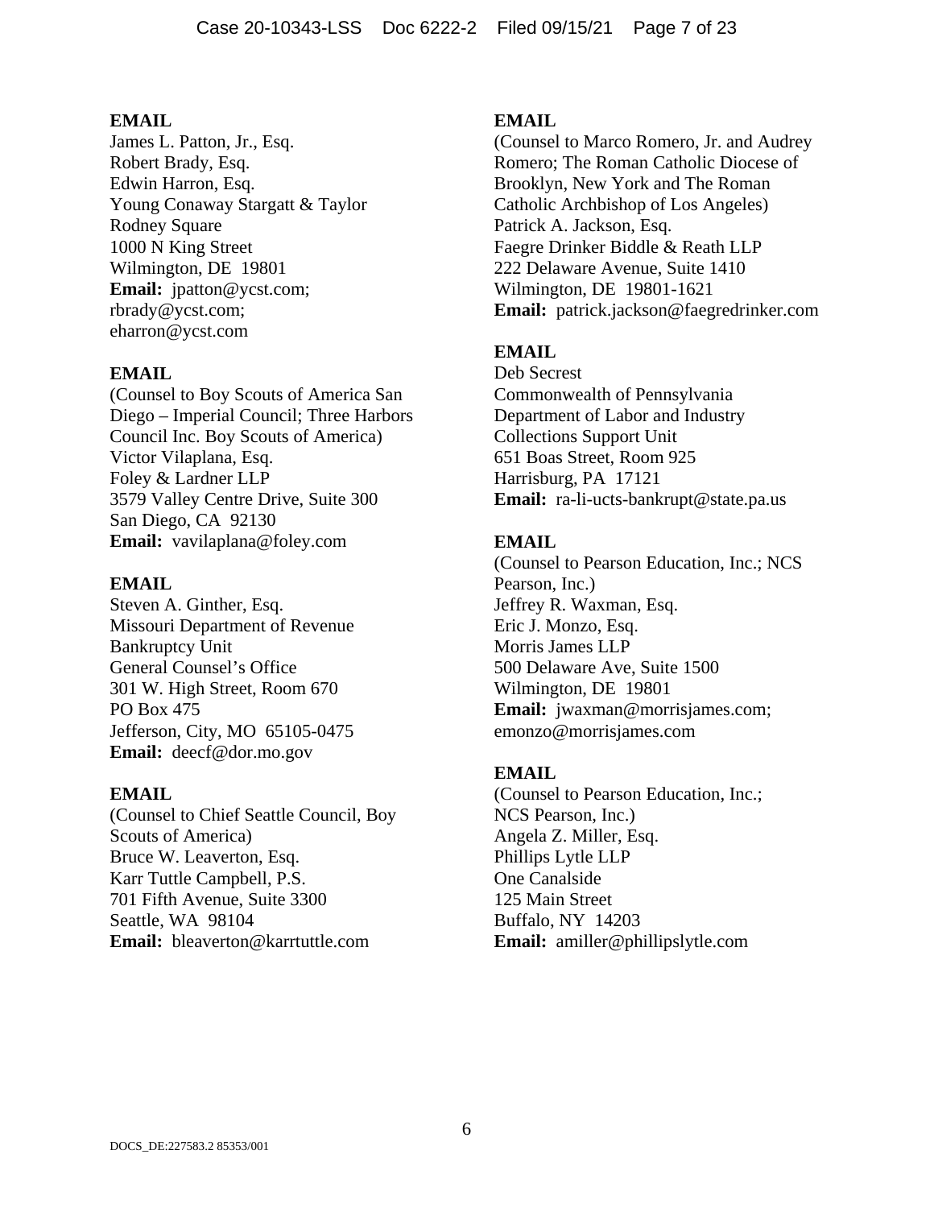**EMAIL**
James L. Patton, Jr., Esq.
Robert Brady, Esq.
Edwin Harron, Esq.
Young Conaway Stargatt & Taylor
Rodney Square
1000 N King Street
Wilmington, DE 19801
**Email:** jpatton@ycst.com; rbrady@ycst.com; eharron@ycst.com

**EMAIL**
(Counsel to Boy Scouts of America San Diego – Imperial Council; Three Harbors Council Inc. Boy Scouts of America)
Victor Vilaplana, Esq.
Foley & Lardner LLP
3579 Valley Centre Drive, Suite 300
San Diego, CA 92130
**Email:** vavilaplana@foley.com

**EMAIL**
Steven A. Ginther, Esq.
Missouri Department of Revenue
Bankruptcy Unit
General Counsel's Office
301 W. High Street, Room 670
PO Box 475
Jefferson, City, MO 65105-0475
**Email:** deecf@dor.mo.gov

**EMAIL**
(Counsel to Chief Seattle Council, Boy Scouts of America)
Bruce W. Leaverton, Esq.
Karr Tuttle Campbell, P.S.
701 Fifth Avenue, Suite 3300
Seattle, WA 98104
**Email:** bleaverton@karrtuttle.com

**EMAIL**
(Counsel to Marco Romero, Jr. and Audrey Romero; The Roman Catholic Diocese of Brooklyn, New York and The Roman Catholic Archbishop of Los Angeles)
Patrick A. Jackson, Esq.
Faegre Drinker Biddle & Reath LLP
222 Delaware Avenue, Suite 1410
Wilmington, DE 19801-1621
**Email:** patrick.jackson@faegredrinker.com

**EMAIL**
Deb Secrest
Commonwealth of Pennsylvania
Department of Labor and Industry
Collections Support Unit
651 Boas Street, Room 925
Harrisburg, PA 17121
**Email:** ra-li-ucts-bankrupt@state.pa.us

**EMAIL**
(Counsel to Pearson Education, Inc.; NCS Pearson, Inc.)
Jeffrey R. Waxman, Esq.
Eric J. Monzo, Esq.
Morris James LLP
500 Delaware Ave, Suite 1500
Wilmington, DE 19801
**Email:** jwaxman@morrisjames.com; emonzo@morrisjames.com

**EMAIL**
(Counsel to Pearson Education, Inc.; NCS Pearson, Inc.)
Angela Z. Miller, Esq.
Phillips Lytle LLP
One Canalside
125 Main Street
Buffalo, NY 14203
**Email:** amiller@phillipslytle.com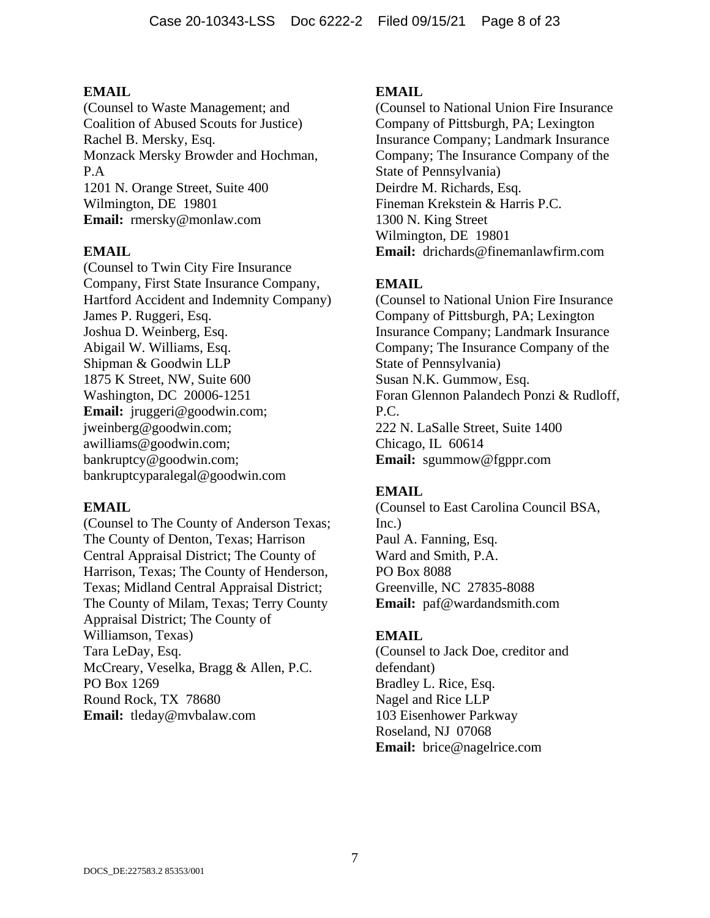**EMAIL**
(Counsel to Waste Management; and Coalition of Abused Scouts for Justice)
Rachel B. Mersky, Esq.
Monzack Mersky Browder and Hochman, P.A
1201 N. Orange Street, Suite 400
Wilmington, DE 19801
**Email:** rmersky@monlaw.com

**EMAIL**
(Counsel to Twin City Fire Insurance Company, First State Insurance Company, Hartford Accident and Indemnity Company)
James P. Ruggeri, Esq.
Joshua D. Weinberg, Esq.
Abigail W. Williams, Esq.
Shipman & Goodwin LLP
1875 K Street, NW, Suite 600
Washington, DC 20006-1251
**Email:** jruggeri@goodwin.com; jweinberg@goodwin.com; awilliams@goodwin.com; bankruptcy@goodwin.com; bankruptcyparalegal@goodwin.com

**EMAIL**
(Counsel to The County of Anderson Texas; The County of Denton, Texas; Harrison Central Appraisal District; The County of Harrison, Texas; The County of Henderson, Texas; Midland Central Appraisal District; The County of Milam, Texas; Terry County Appraisal District; The County of Williamson, Texas)
Tara LeDay, Esq.
McCreary, Veselka, Bragg & Allen, P.C.
PO Box 1269
Round Rock, TX 78680
**Email:** tleday@mvbalaw.com

**EMAIL**
(Counsel to National Union Fire Insurance Company of Pittsburgh, PA; Lexington Insurance Company; Landmark Insurance Company; The Insurance Company of the State of Pennsylvania)
Deirdre M. Richards, Esq.
Fineman Krekstein & Harris P.C.
1300 N. King Street
Wilmington, DE 19801
**Email:** drichards@finemanlawfirm.com

**EMAIL**
(Counsel to National Union Fire Insurance Company of Pittsburgh, PA; Lexington Insurance Company; Landmark Insurance Company; The Insurance Company of the State of Pennsylvania)
Susan N.K. Gummow, Esq.
Foran Glennon Palandech Ponzi & Rudloff, P.C.
222 N. LaSalle Street, Suite 1400
Chicago, IL 60614
**Email:** sgummow@fgppr.com

**EMAIL**
(Counsel to East Carolina Council BSA, Inc.)
Paul A. Fanning, Esq.
Ward and Smith, P.A.
PO Box 8088
Greenville, NC 27835-8088
**Email:** paf@wardandsmith.com

**EMAIL**
(Counsel to Jack Doe, creditor and defendant)
Bradley L. Rice, Esq.
Nagel and Rice LLP
103 Eisenhower Parkway
Roseland, NJ 07068
**Email:** brice@nagelrice.com

DOCS_DE:227583.2 85353/001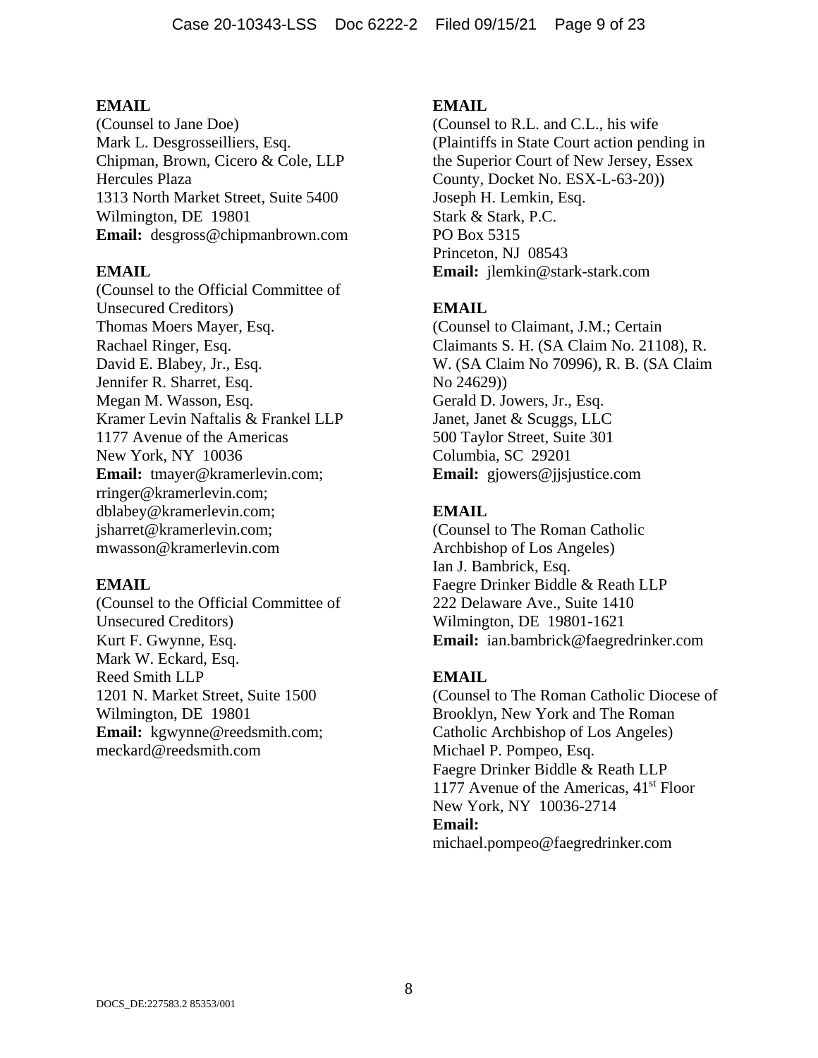**EMAIL**
(Counsel to Jane Doe)
Mark L. Desgrosseilliers, Esq.
Chipman, Brown, Cicero & Cole, LLP
Hercules Plaza
1313 North Market Street, Suite 5400
Wilmington, DE 19801
**Email:** desgross@chipmanbrown.com

**EMAIL**
(Counsel to the Official Committee of Unsecured Creditors)
Thomas Moers Mayer, Esq.
Rachael Ringer, Esq.
David E. Blabey, Jr., Esq.
Jennifer R. Sharret, Esq.
Megan M. Wasson, Esq.
Kramer Levin Naftalis & Frankel LLP
1177 Avenue of the Americas
New York, NY 10036
**Email:** tmayer@kramerlevin.com; rringer@kramerlevin.com; dblabey@kramerlevin.com; jsharret@kramerlevin.com; mwasson@kramerlevin.com

**EMAIL**
(Counsel to the Official Committee of Unsecured Creditors)
Kurt F. Gwynne, Esq.
Mark W. Eckard, Esq.
Reed Smith LLP
1201 N. Market Street, Suite 1500
Wilmington, DE 19801
**Email:** kgwynne@reedsmith.com; meckard@reedsmith.com

**EMAIL**
(Counsel to R.L. and C.L., his wife (Plaintiffs in State Court action pending in the Superior Court of New Jersey, Essex County, Docket No. ESX-L-63-20))
Joseph H. Lemkin, Esq.
Stark & Stark, P.C.
PO Box 5315
Princeton, NJ 08543
**Email:** jlemkin@stark-stark.com

**EMAIL**
(Counsel to Claimant, J.M.; Certain Claimants S. H. (SA Claim No. 21108), R. W. (SA Claim No 70996), R. B. (SA Claim No 24629))
Gerald D. Jowers, Jr., Esq.
Janet, Janet & Scuggs, LLC
500 Taylor Street, Suite 301
Columbia, SC 29201
**Email:** gjowers@jjsjustice.com

**EMAIL**
(Counsel to The Roman Catholic Archbishop of Los Angeles)
Ian J. Bambrick, Esq.
Faegre Drinker Biddle & Reath LLP
222 Delaware Ave., Suite 1410
Wilmington, DE 19801-1621
**Email:** ian.bambrick@faegredrinker.com

**EMAIL**
(Counsel to The Roman Catholic Diocese of Brooklyn, New York and The Roman Catholic Archbishop of Los Angeles)
Michael P. Pompeo, Esq.
Faegre Drinker Biddle & Reath LLP
1177 Avenue of the Americas, 41st Floor
New York, NY 10036-2714
**Email:** michael.pompeo@faegredrinker.com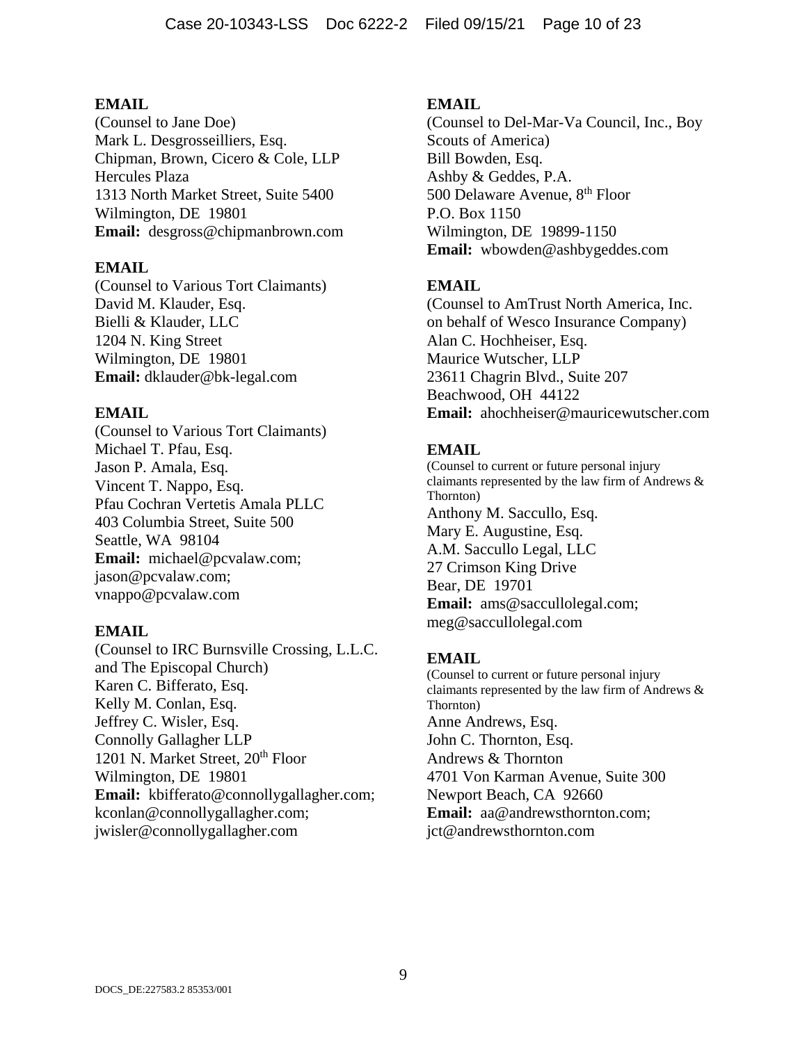**EMAIL**
(Counsel to Jane Doe)
Mark L. Desgrosseilliers, Esq.
Chipman, Brown, Cicero & Cole, LLP
Hercules Plaza
1313 North Market Street, Suite 5400
Wilmington, DE 19801
**Email:** desgross@chipmanbrown.com

**EMAIL**
(Counsel to Various Tort Claimants)
David M. Klauder, Esq.
Bielli & Klauder, LLC
1204 N. King Street
Wilmington, DE 19801
**Email:** dklauder@bk-legal.com

**EMAIL**
(Counsel to Various Tort Claimants)
Michael T. Pfau, Esq.
Jason P. Amala, Esq.
Vincent T. Nappo, Esq.
Pfau Cochran Vertetis Amala PLLC
403 Columbia Street, Suite 500
Seattle, WA 98104
**Email:** michael@pcvalaw.com; jason@pcvalaw.com; vnappo@pcvalaw.com

**EMAIL**
(Counsel to IRC Burnsville Crossing, L.L.C. and The Episcopal Church)
Karen C. Bifferato, Esq.
Kelly M. Conlan, Esq.
Jeffrey C. Wisler, Esq.
Connolly Gallagher LLP
1201 N. Market Street, 20th Floor
Wilmington, DE 19801
**Email:** kbifferato@connollygallagher.com; kconlan@connollygallagher.com; jwisler@connollygallagher.com

**EMAIL**
(Counsel to Del-Mar-Va Council, Inc., Boy Scouts of America)
Bill Bowden, Esq.
Ashby & Geddes, P.A.
500 Delaware Avenue, 8th Floor
P.O. Box 1150
Wilmington, DE 19899-1150
**Email:** wbowden@ashbygeddes.com

**EMAIL**
(Counsel to AmTrust North America, Inc. on behalf of Wesco Insurance Company)
Alan C. Hochheiser, Esq.
Maurice Wutscher, LLP
23611 Chagrin Blvd., Suite 207
Beachwood, OH 44122
**Email:** ahochheiser@mauricewutscher.com

**EMAIL**
(Counsel to current or future personal injury claimants represented by the law firm of Andrews & Thornton)
Anthony M. Saccullo, Esq.
Mary E. Augustine, Esq.
A.M. Saccullo Legal, LLC
27 Crimson King Drive
Bear, DE 19701
**Email:** ams@saccullolegal.com; meg@saccullolegal.com

**EMAIL**
(Counsel to current or future personal injury claimants represented by the law firm of Andrews & Thornton)
Anne Andrews, Esq.
John C. Thornton, Esq.
Andrews & Thornton
4701 Von Karman Avenue, Suite 300
Newport Beach, CA 92660
**Email:** aa@andrewsthornton.com; jct@andrewsthornton.com

DOCS_DE:227583.2 85353/001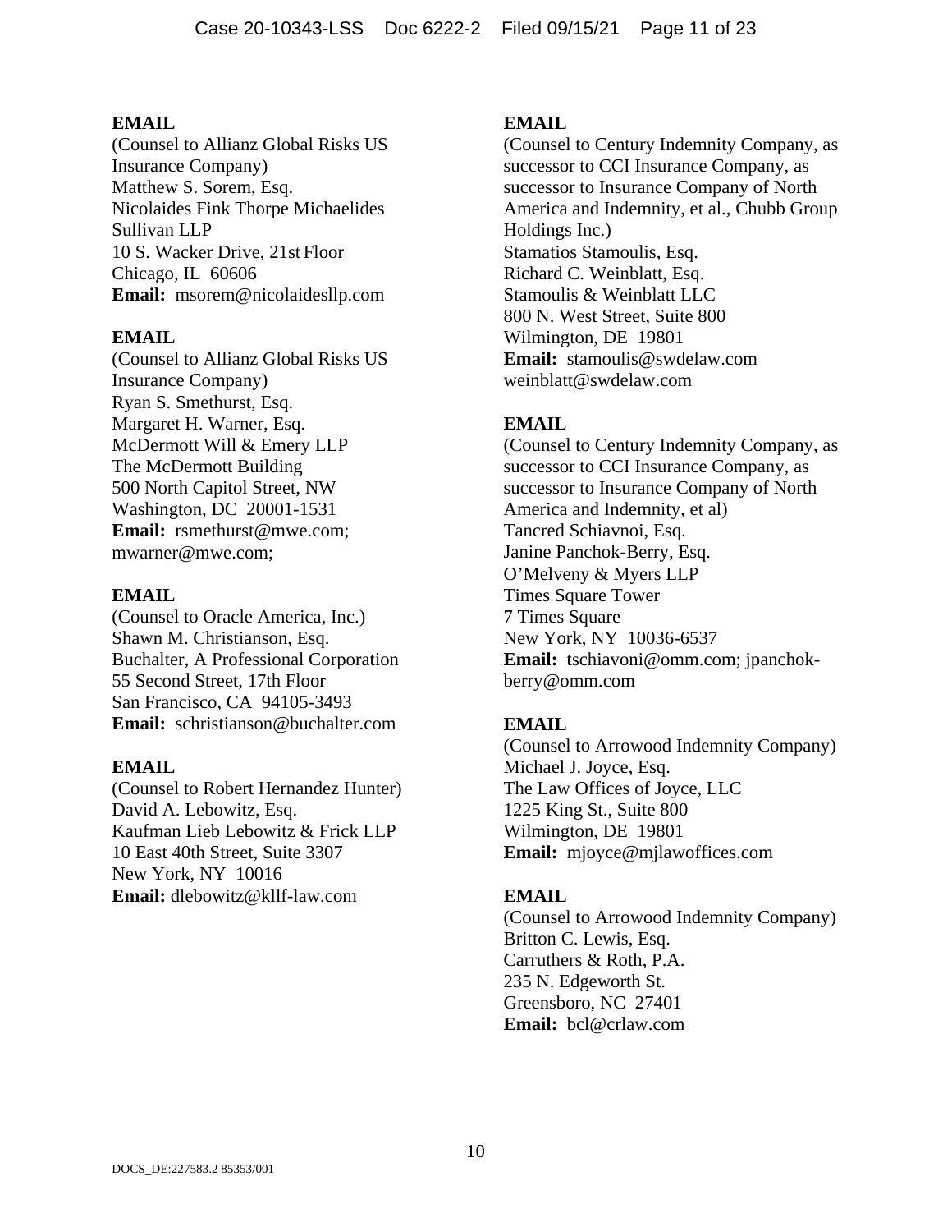**EMAIL**
(Counsel to Allianz Global Risks US Insurance Company)
Matthew S. Sorem, Esq.
Nicolaides Fink Thorpe Michaelides Sullivan LLP
10 S. Wacker Drive, 21st Floor
Chicago, IL 60606
**Email:** msorem@nicolaidesllp.com

**EMAIL**
(Counsel to Allianz Global Risks US Insurance Company)
Ryan S. Smethurst, Esq.
Margaret H. Warner, Esq.
McDermott Will & Emery LLP
The McDermott Building
500 North Capitol Street, NW
Washington, DC 20001-1531
**Email:** rsmethurst@mwe.com; mwarner@mwe.com;

**EMAIL**
(Counsel to Oracle America, Inc.)
Shawn M. Christianson, Esq.
Buchalter, A Professional Corporation
55 Second Street, 17th Floor
San Francisco, CA 94105-3493
**Email:** schristianson@buchalter.com

**EMAIL**
(Counsel to Robert Hernandez Hunter)
David A. Lebowitz, Esq.
Kaufman Lieb Lebowitz & Frick LLP
10 East 40th Street, Suite 3307
New York, NY 10016
**Email:** dlebowitz@kllf-law.com

**EMAIL**
(Counsel to Century Indemnity Company, as successor to CCI Insurance Company, as successor to Insurance Company of North America and Indemnity, et al., Chubb Group Holdings Inc.)
Stamatios Stamoulis, Esq.
Richard C. Weinblatt, Esq.
Stamoulis & Weinblatt LLC
800 N. West Street, Suite 800
Wilmington, DE 19801
**Email:** stamoulis@swdelaw.com weinblatt@swdelaw.com

**EMAIL**
(Counsel to Century Indemnity Company, as successor to CCI Insurance Company, as successor to Insurance Company of North America and Indemnity, et al)
Tancred Schiavnoi, Esq.
Janine Panchok-Berry, Esq.
O'Melveny & Myers LLP
Times Square Tower
7 Times Square
New York, NY 10036-6537
**Email:** tschiavoni@omm.com; jpanchok-berry@omm.com

**EMAIL**
(Counsel to Arrowood Indemnity Company)
Michael J. Joyce, Esq.
The Law Offices of Joyce, LLC
1225 King St., Suite 800
Wilmington, DE 19801
**Email:** mjoyce@mjlawoffices.com

**EMAIL**
(Counsel to Arrowood Indemnity Company)
Britton C. Lewis, Esq.
Carruthers & Roth, P.A.
235 N. Edgeworth St.
Greensboro, NC 27401
**Email:** bcl@crlaw.com

DOCS_DE:227583.2 85353/001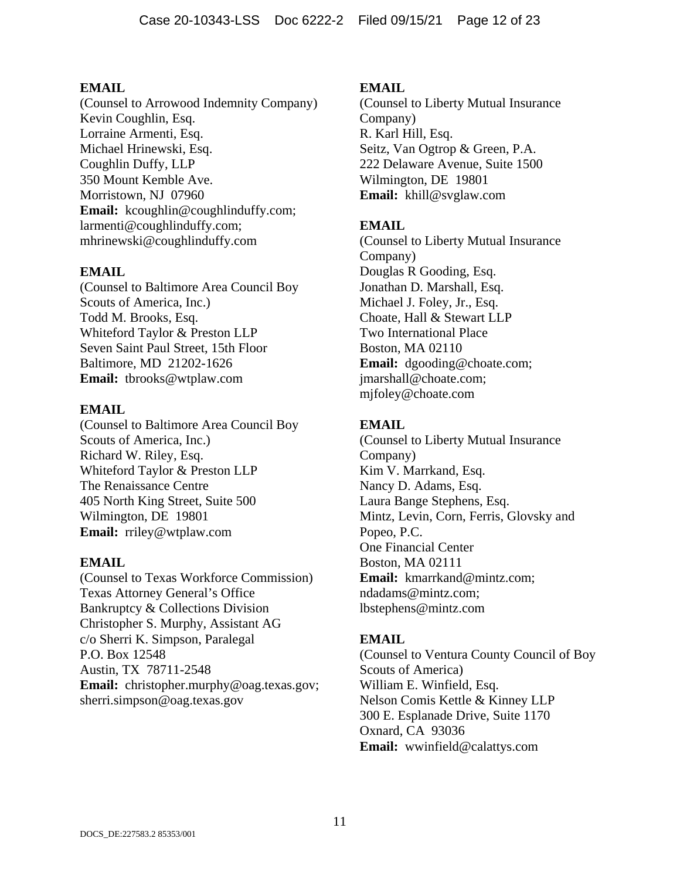**EMAIL**
(Counsel to Arrowood Indemnity Company)
Kevin Coughlin, Esq.
Lorraine Armenti, Esq.
Michael Hrinewski, Esq.
Coughlin Duffy, LLP
350 Mount Kemble Ave.
Morristown, NJ 07960
**Email:** kcoughlin@coughlinduffy.com; larmenti@coughlinduffy.com; mhrinewski@coughlinduffy.com

**EMAIL**
(Counsel to Baltimore Area Council Boy Scouts of America, Inc.)
Todd M. Brooks, Esq.
Whiteford Taylor & Preston LLP
Seven Saint Paul Street, 15th Floor
Baltimore, MD 21202-1626
**Email:** tbrooks@wtplaw.com

**EMAIL**
(Counsel to Baltimore Area Council Boy Scouts of America, Inc.)
Richard W. Riley, Esq.
Whiteford Taylor & Preston LLP
The Renaissance Centre
405 North King Street, Suite 500
Wilmington, DE 19801
**Email:** rriley@wtplaw.com

**EMAIL**
(Counsel to Texas Workforce Commission)
Texas Attorney General's Office
Bankruptcy & Collections Division
Christopher S. Murphy, Assistant AG
c/o Sherri K. Simpson, Paralegal
P.O. Box 12548
Austin, TX 78711-2548
**Email:** christopher.murphy@oag.texas.gov; sherri.simpson@oag.texas.gov

**EMAIL**
(Counsel to Liberty Mutual Insurance Company)
R. Karl Hill, Esq.
Seitz, Van Ogtrop & Green, P.A.
222 Delaware Avenue, Suite 1500
Wilmington, DE 19801
**Email:** khill@svglaw.com

**EMAIL**
(Counsel to Liberty Mutual Insurance Company)
Douglas R Gooding, Esq.
Jonathan D. Marshall, Esq.
Michael J. Foley, Jr., Esq.
Choate, Hall & Stewart LLP
Two International Place
Boston, MA 02110
**Email:** dgooding@choate.com; jmarshall@choate.com; mjfoley@choate.com

**EMAIL**
(Counsel to Liberty Mutual Insurance Company)
Kim V. Marrkand, Esq.
Nancy D. Adams, Esq.
Laura Bange Stephens, Esq.
Mintz, Levin, Corn, Ferris, Glovsky and Popeo, P.C.
One Financial Center
Boston, MA 02111
**Email:** kmarrkand@mintz.com; ndadams@mintz.com; lbstephens@mintz.com

**EMAIL**
(Counsel to Ventura County Council of Boy Scouts of America)
William E. Winfield, Esq.
Nelson Comis Kettle & Kinney LLP
300 E. Esplanade Drive, Suite 1170
Oxnard, CA 93036
**Email:** wwinfield@calattys.com

DOCS_DE:227583.2 85353/001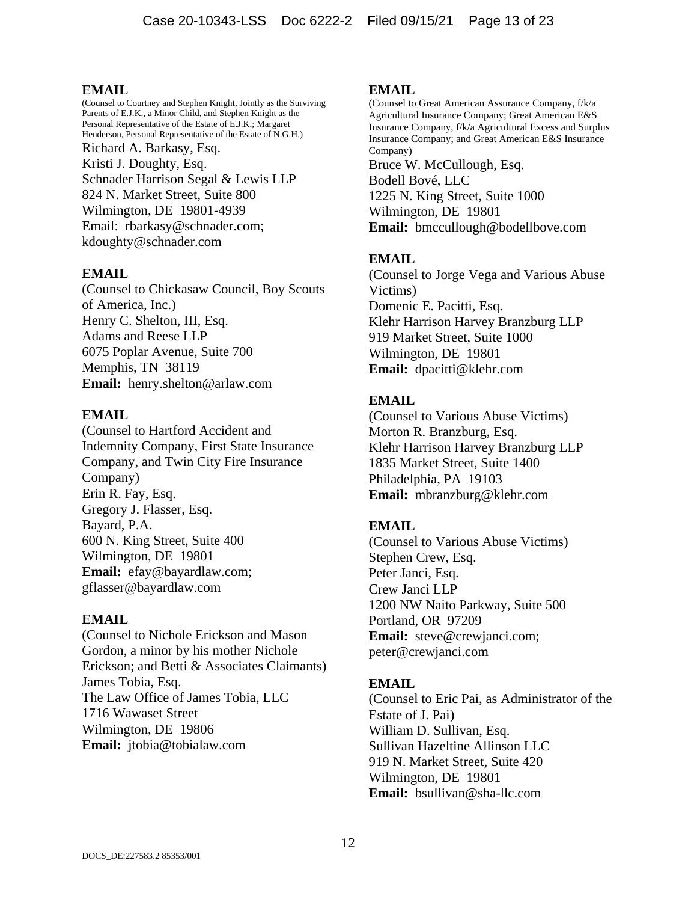**EMAIL**

(Counsel to Courtney and Stephen Knight, Jointly as the Surviving Parents of E.J.K., a Minor Child, and Stephen Knight as the Personal Representative of the Estate of E.J.K.; Margaret Henderson, Personal Representative of the Estate of N.G.H.)

Richard A. Barkasy, Esq.
Kristi J. Doughty, Esq.
Schnader Harrison Segal & Lewis LLP
824 N. Market Street, Suite 800
Wilmington, DE 19801-4939
Email: rbarkasy@schnader.com; kdoughty@schnader.com

**EMAIL**

(Counsel to Chickasaw Council, Boy Scouts of America, Inc.)
Henry C. Shelton, III, Esq.
Adams and Reese LLP
6075 Poplar Avenue, Suite 700
Memphis, TN 38119
**Email:** henry.shelton@arlaw.com

**EMAIL**

(Counsel to Hartford Accident and Indemnity Company, First State Insurance Company, and Twin City Fire Insurance Company)
Erin R. Fay, Esq.
Gregory J. Flasser, Esq.
Bayard, P.A.
600 N. King Street, Suite 400
Wilmington, DE 19801
**Email:** efay@bayardlaw.com; gflasser@bayardlaw.com

**EMAIL**

(Counsel to Nichole Erickson and Mason Gordon, a minor by his mother Nichole Erickson; and Betti & Associates Claimants)
James Tobia, Esq.
The Law Office of James Tobia, LLC
1716 Wawaset Street
Wilmington, DE 19806
**Email:** jtobia@tobialaw.com

**EMAIL**

(Counsel to Great American Assurance Company, f/k/a Agricultural Insurance Company; Great American E&S Insurance Company, f/k/a Agricultural Excess and Surplus Insurance Company; and Great American E&S Insurance Company)

Bruce W. McCullough, Esq.
Bodell Bové, LLC
1225 N. King Street, Suite 1000
Wilmington, DE 19801
**Email:** bmccullough@bodellbove.com

**EMAIL**

(Counsel to Jorge Vega and Various Abuse Victims)
Domenic E. Pacitti, Esq.
Klehr Harrison Harvey Branzburg LLP
919 Market Street, Suite 1000
Wilmington, DE 19801
**Email:** dpacitti@klehr.com

**EMAIL**

(Counsel to Various Abuse Victims)
Morton R. Branzburg, Esq.
Klehr Harrison Harvey Branzburg LLP
1835 Market Street, Suite 1400
Philadelphia, PA 19103
**Email:** mbranzburg@klehr.com

**EMAIL**

(Counsel to Various Abuse Victims)
Stephen Crew, Esq.
Peter Janci, Esq.
Crew Janci LLP
1200 NW Naito Parkway, Suite 500
Portland, OR 97209
**Email:** steve@crewjanci.com; peter@crewjanci.com

**EMAIL**

(Counsel to Eric Pai, as Administrator of the Estate of J. Pai)
William D. Sullivan, Esq.
Sullivan Hazeltine Allinson LLC
919 N. Market Street, Suite 420
Wilmington, DE 19801
**Email:** bsullivan@sha-llc.com

DOCS_DE:227583.2 85353/001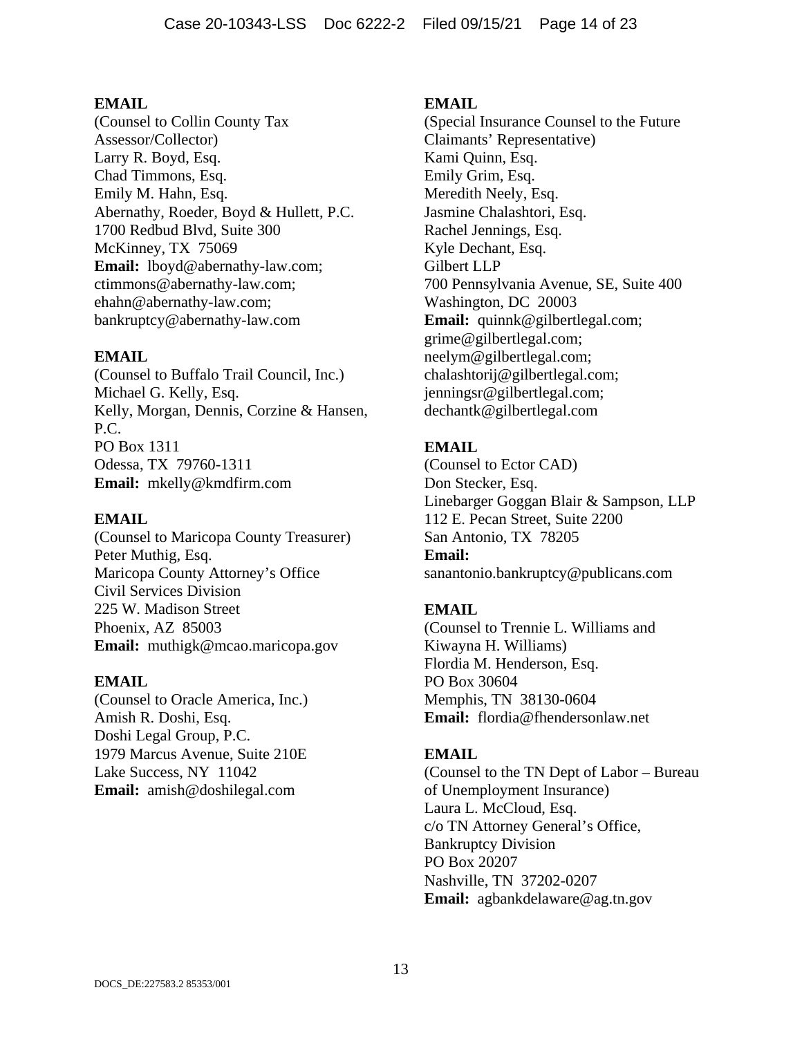**EMAIL**
(Counsel to Collin County Tax Assessor/Collector)
Larry R. Boyd, Esq.
Chad Timmons, Esq.
Emily M. Hahn, Esq.
Abernathy, Roeder, Boyd & Hullett, P.C.
1700 Redbud Blvd, Suite 300
McKinney, TX 75069
**Email:** lboyd@abernathy-law.com; ctimmons@abernathy-law.com; ehahn@abernathy-law.com; bankruptcy@abernathy-law.com

**EMAIL**
(Counsel to Buffalo Trail Council, Inc.)
Michael G. Kelly, Esq.
Kelly, Morgan, Dennis, Corzine & Hansen, P.C.
PO Box 1311
Odessa, TX 79760-1311
**Email:** mkelly@kmdfirm.com

**EMAIL**
(Counsel to Maricopa County Treasurer)
Peter Muthig, Esq.
Maricopa County Attorney's Office
Civil Services Division
225 W. Madison Street
Phoenix, AZ 85003
**Email:** muthigk@mcao.maricopa.gov

**EMAIL**
(Counsel to Oracle America, Inc.)
Amish R. Doshi, Esq.
Doshi Legal Group, P.C.
1979 Marcus Avenue, Suite 210E
Lake Success, NY 11042
**Email:** amish@doshilegal.com

**EMAIL**
(Special Insurance Counsel to the Future Claimants' Representative)
Kami Quinn, Esq.
Emily Grim, Esq.
Meredith Neely, Esq.
Jasmine Chalashtori, Esq.
Rachel Jennings, Esq.
Kyle Dechant, Esq.
Gilbert LLP
700 Pennsylvania Avenue, SE, Suite 400
Washington, DC 20003
**Email:** quinnk@gilbertlegal.com; grime@gilbertlegal.com; neelym@gilbertlegal.com; chalashtorij@gilbertlegal.com; jenningsr@gilbertlegal.com; dechantk@gilbertlegal.com

**EMAIL**
(Counsel to Ector CAD)
Don Stecker, Esq.
Linebarger Goggan Blair & Sampson, LLP
112 E. Pecan Street, Suite 2200
San Antonio, TX 78205
**Email:** sanantonio.bankruptcy@publicans.com

**EMAIL**
(Counsel to Trennie L. Williams and Kiwayna H. Williams)
Flordia M. Henderson, Esq.
PO Box 30604
Memphis, TN 38130-0604
**Email:** flordia@fhendersonlaw.net

**EMAIL**
(Counsel to the TN Dept of Labor – Bureau of Unemployment Insurance)
Laura L. McCloud, Esq.
c/o TN Attorney General's Office, Bankruptcy Division
PO Box 20207
Nashville, TN 37202-0207
**Email:** agbankdelaware@ag.tn.gov

DOCS_DE:227583.2 85353/001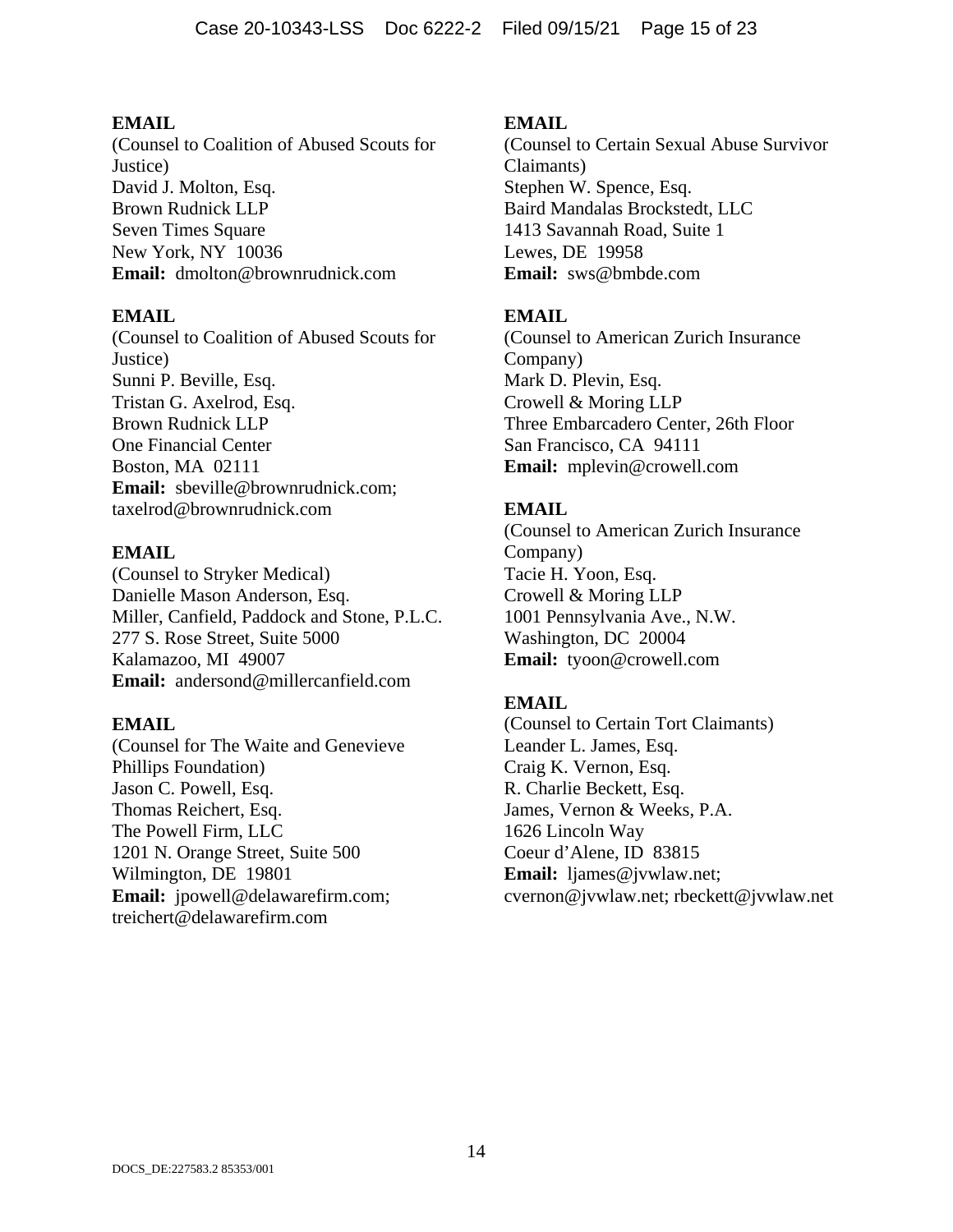**EMAIL**
(Counsel to Coalition of Abused Scouts for Justice)
David J. Molton, Esq.
Brown Rudnick LLP
Seven Times Square
New York, NY 10036
**Email:** dmolton@brownrudnick.com

**EMAIL**
(Counsel to Coalition of Abused Scouts for Justice)
Sunni P. Beville, Esq.
Tristan G. Axelrod, Esq.
Brown Rudnick LLP
One Financial Center
Boston, MA 02111
**Email:** sbeville@brownrudnick.com; taxelrod@brownrudnick.com

**EMAIL**
(Counsel to Stryker Medical)
Danielle Mason Anderson, Esq.
Miller, Canfield, Paddock and Stone, P.L.C.
277 S. Rose Street, Suite 5000
Kalamazoo, MI 49007
**Email:** andersond@millercanfield.com

**EMAIL**
(Counsel for The Waite and Genevieve Phillips Foundation)
Jason C. Powell, Esq.
Thomas Reichert, Esq.
The Powell Firm, LLC
1201 N. Orange Street, Suite 500
Wilmington, DE 19801
**Email:** jpowell@delawarefirm.com; treichert@delawarefirm.com

**EMAIL**
(Counsel to Certain Sexual Abuse Survivor Claimants)
Stephen W. Spence, Esq.
Baird Mandalas Brockstedt, LLC
1413 Savannah Road, Suite 1
Lewes, DE 19958
**Email:** sws@bmbde.com

**EMAIL**
(Counsel to American Zurich Insurance Company)
Mark D. Plevin, Esq.
Crowell & Moring LLP
Three Embarcadero Center, 26th Floor
San Francisco, CA 94111
**Email:** mplevin@crowell.com

**EMAIL**
(Counsel to American Zurich Insurance Company)
Tacie H. Yoon, Esq.
Crowell & Moring LLP
1001 Pennsylvania Ave., N.W.
Washington, DC 20004
**Email:** tyoon@crowell.com

**EMAIL**
(Counsel to Certain Tort Claimants)
Leander L. James, Esq.
Craig K. Vernon, Esq.
R. Charlie Beckett, Esq.
James, Vernon & Weeks, P.A.
1626 Lincoln Way
Coeur d'Alene, ID 83815
**Email:** ljames@jvwlaw.net; cvernon@jvwlaw.net; rbeckett@jvwlaw.net

DOCS_DE:227583.2 85353/001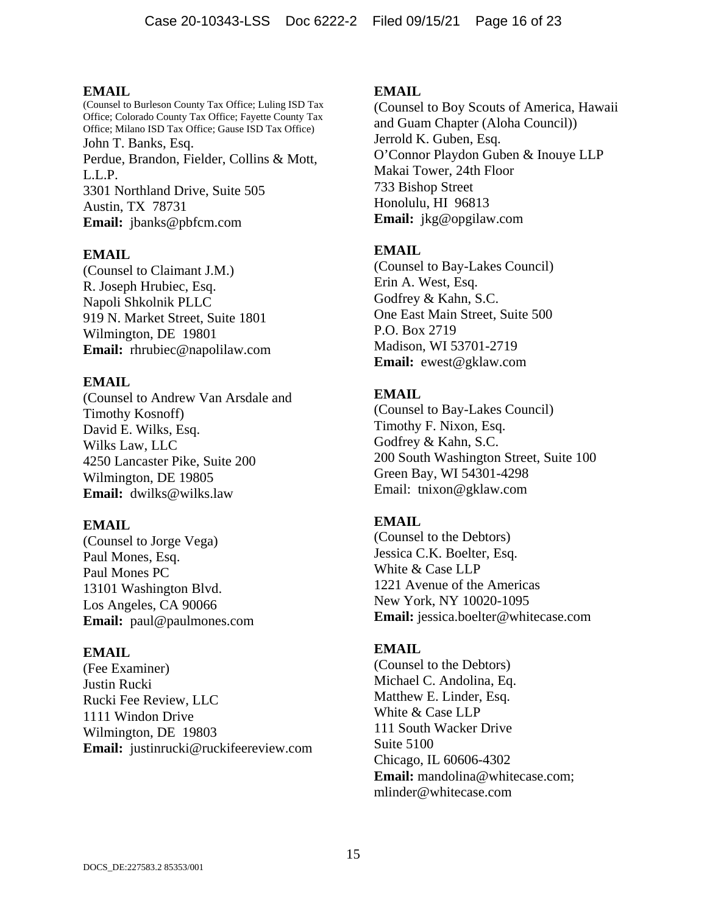**EMAIL**
(Counsel to Burleson County Tax Office; Luling ISD Tax Office; Colorado County Tax Office; Fayette County Tax Office; Milano ISD Tax Office; Gause ISD Tax Office)
John T. Banks, Esq.
Perdue, Brandon, Fielder, Collins & Mott, L.L.P.
3301 Northland Drive, Suite 505
Austin, TX 78731
**Email:** jbanks@pbfcm.com

**EMAIL**
(Counsel to Claimant J.M.)
R. Joseph Hrubiec, Esq.
Napoli Shkolnik PLLC
919 N. Market Street, Suite 1801
Wilmington, DE 19801
**Email:** rhrubiec@napolilaw.com

**EMAIL**
(Counsel to Andrew Van Arsdale and Timothy Kosnoff)
David E. Wilks, Esq.
Wilks Law, LLC
4250 Lancaster Pike, Suite 200
Wilmington, DE 19805
**Email:** dwilks@wilks.law

**EMAIL**
(Counsel to Jorge Vega)
Paul Mones, Esq.
Paul Mones PC
13101 Washington Blvd.
Los Angeles, CA 90066
**Email:** paul@paulmones.com

**EMAIL**
(Fee Examiner)
Justin Rucki
Rucki Fee Review, LLC
1111 Windon Drive
Wilmington, DE 19803
**Email:** justinrucki@ruckifeereview.com

**EMAIL**
(Counsel to Boy Scouts of America, Hawaii and Guam Chapter (Aloha Council))
Jerrold K. Guben, Esq.
O'Connor Playdon Guben & Inouye LLP
Makai Tower, 24th Floor
733 Bishop Street
Honolulu, HI 96813
**Email:** jkg@opgilaw.com

**EMAIL**
(Counsel to Bay-Lakes Council)
Erin A. West, Esq.
Godfrey & Kahn, S.C.
One East Main Street, Suite 500
P.O. Box 2719
Madison, WI 53701-2719
**Email:** ewest@gklaw.com

**EMAIL**
(Counsel to Bay-Lakes Council)
Timothy F. Nixon, Esq.
Godfrey & Kahn, S.C.
200 South Washington Street, Suite 100
Green Bay, WI 54301-4298
Email: tnixon@gklaw.com

**EMAIL**
(Counsel to the Debtors)
Jessica C.K. Boelter, Esq.
White & Case LLP
1221 Avenue of the Americas
New York, NY 10020-1095
**Email:** jessica.boelter@whitecase.com

**EMAIL**
(Counsel to the Debtors)
Michael C. Andolina, Eq.
Matthew E. Linder, Esq.
White & Case LLP
111 South Wacker Drive
Suite 5100
Chicago, IL 60606-4302
**Email:** mandolina@whitecase.com; mlinder@whitecase.com

DOCS_DE:227583.2 85353/001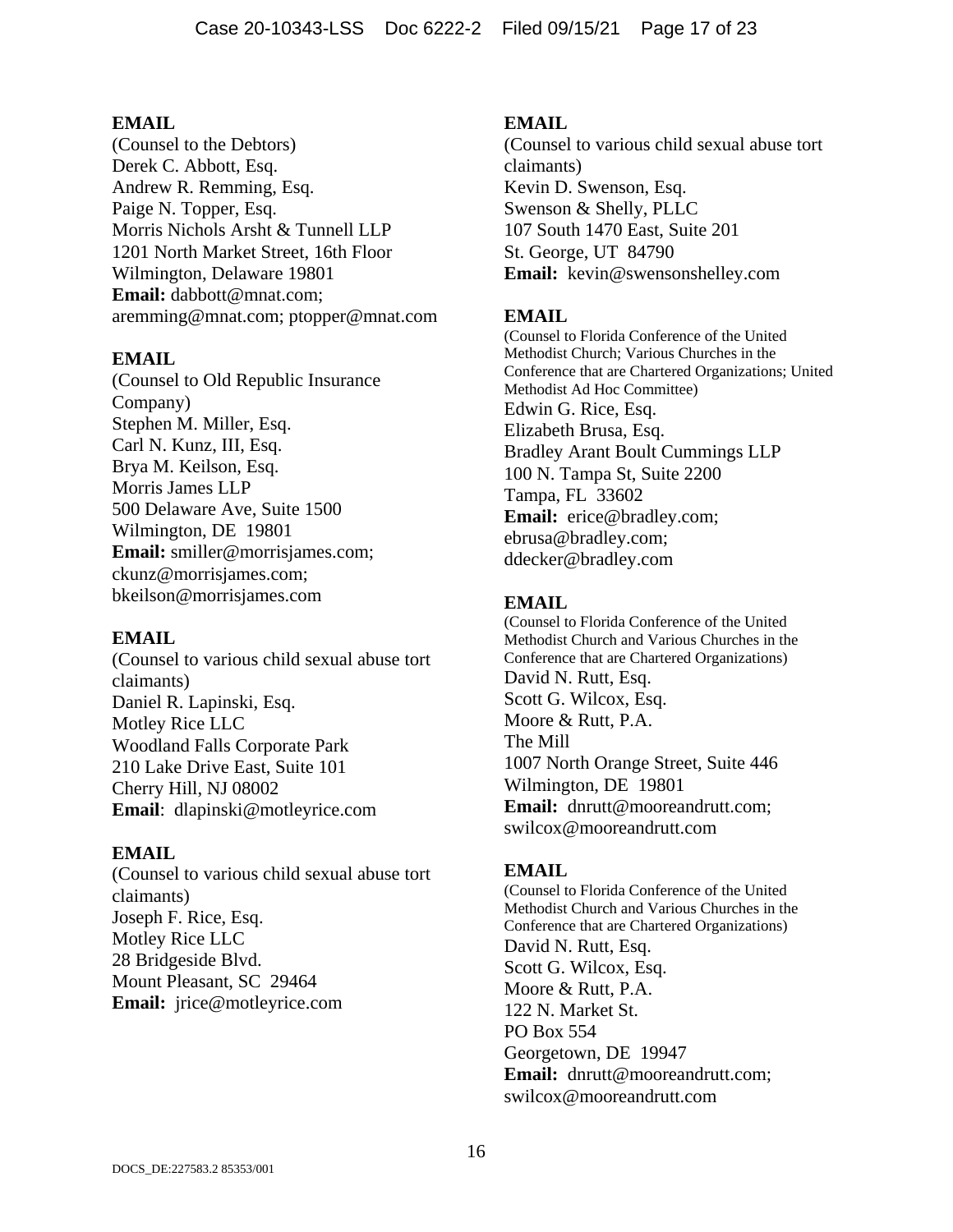**EMAIL**
(Counsel to the Debtors)
Derek C. Abbott, Esq.
Andrew R. Remming, Esq.
Paige N. Topper, Esq.
Morris Nichols Arsht & Tunnell LLP
1201 North Market Street, 16th Floor
Wilmington, Delaware 19801
**Email:** dabbott@mnat.com; aremming@mnat.com; ptopper@mnat.com

**EMAIL**
(Counsel to Old Republic Insurance Company)
Stephen M. Miller, Esq.
Carl N. Kunz, III, Esq.
Brya M. Keilson, Esq.
Morris James LLP
500 Delaware Ave, Suite 1500
Wilmington, DE 19801
**Email:** smiller@morrisjames.com; ckunz@morrisjames.com; bkeilson@morrisjames.com

**EMAIL**
(Counsel to various child sexual abuse tort claimants)
Daniel R. Lapinski, Esq.
Motley Rice LLC
Woodland Falls Corporate Park
210 Lake Drive East, Suite 101
Cherry Hill, NJ 08002
**Email**: dlapinski@motleyrice.com

**EMAIL**
(Counsel to various child sexual abuse tort claimants)
Joseph F. Rice, Esq.
Motley Rice LLC
28 Bridgeside Blvd.
Mount Pleasant, SC 29464
**Email:** jrice@motleyrice.com

**EMAIL**
(Counsel to various child sexual abuse tort claimants)
Kevin D. Swenson, Esq.
Swenson & Shelly, PLLC
107 South 1470 East, Suite 201
St. George, UT 84790
**Email:** kevin@swensonshelley.com

**EMAIL**
(Counsel to Florida Conference of the United Methodist Church; Various Churches in the Conference that are Chartered Organizations; United Methodist Ad Hoc Committee)
Edwin G. Rice, Esq.
Elizabeth Brusa, Esq.
Bradley Arant Boult Cummings LLP
100 N. Tampa St, Suite 2200
Tampa, FL 33602
**Email:** erice@bradley.com; ebrusa@bradley.com; ddecker@bradley.com

**EMAIL**
(Counsel to Florida Conference of the United Methodist Church and Various Churches in the Conference that are Chartered Organizations)
David N. Rutt, Esq.
Scott G. Wilcox, Esq.
Moore & Rutt, P.A.
The Mill
1007 North Orange Street, Suite 446
Wilmington, DE 19801
**Email:** dnrutt@mooreandrutt.com; swilcox@mooreandrutt.com

**EMAIL**
(Counsel to Florida Conference of the United Methodist Church and Various Churches in the Conference that are Chartered Organizations)
David N. Rutt, Esq.
Scott G. Wilcox, Esq.
Moore & Rutt, P.A.
122 N. Market St.
PO Box 554
Georgetown, DE 19947
**Email:** dnrutt@mooreandrutt.com; swilcox@mooreandrutt.com

DOCS_DE:227583.2 85353/001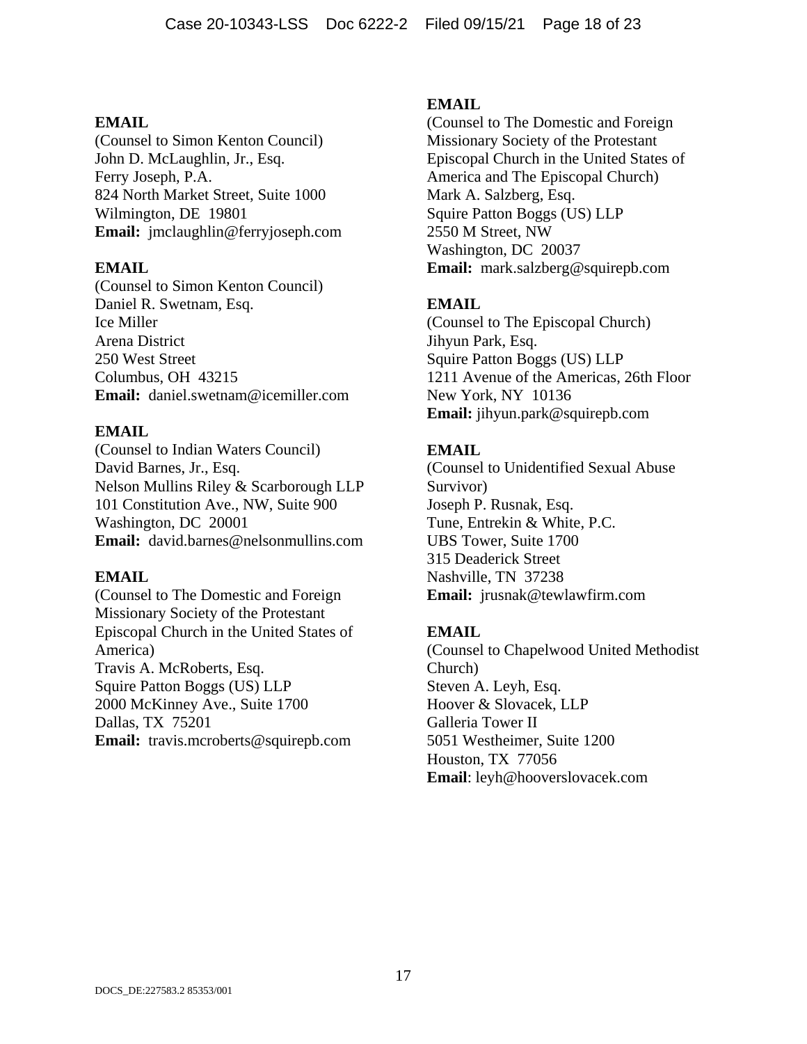**EMAIL**
(Counsel to Simon Kenton Council)
John D. McLaughlin, Jr., Esq.
Ferry Joseph, P.A.
824 North Market Street, Suite 1000
Wilmington, DE 19801
**Email:** jmclaughlin@ferryjoseph.com

**EMAIL**
(Counsel to Simon Kenton Council)
Daniel R. Swetnam, Esq.
Ice Miller
Arena District
250 West Street
Columbus, OH 43215
**Email:** daniel.swetnam@icemiller.com

**EMAIL**
(Counsel to Indian Waters Council)
David Barnes, Jr., Esq.
Nelson Mullins Riley & Scarborough LLP
101 Constitution Ave., NW, Suite 900
Washington, DC 20001
**Email:** david.barnes@nelsonmullins.com

**EMAIL**
(Counsel to The Domestic and Foreign Missionary Society of the Protestant Episcopal Church in the United States of America)
Travis A. McRoberts, Esq.
Squire Patton Boggs (US) LLP
2000 McKinney Ave., Suite 1700
Dallas, TX 75201
**Email:** travis.mcroberts@squirepb.com

**EMAIL**
(Counsel to The Domestic and Foreign Missionary Society of the Protestant Episcopal Church in the United States of America and The Episcopal Church)
Mark A. Salzberg, Esq.
Squire Patton Boggs (US) LLP
2550 M Street, NW
Washington, DC 20037
**Email:** mark.salzberg@squirepb.com

**EMAIL**
(Counsel to The Episcopal Church)
Jihyun Park, Esq.
Squire Patton Boggs (US) LLP
1211 Avenue of the Americas, 26th Floor
New York, NY 10136
**Email:** jihyun.park@squirepb.com

**EMAIL**
(Counsel to Unidentified Sexual Abuse Survivor)
Joseph P. Rusnak, Esq.
Tune, Entrekin & White, P.C.
UBS Tower, Suite 1700
315 Deaderick Street
Nashville, TN 37238
**Email:** jrusnak@tewlawfirm.com

**EMAIL**
(Counsel to Chapelwood United Methodist Church)
Steven A. Leyh, Esq.
Hoover & Slovacek, LLP
Galleria Tower II
5051 Westheimer, Suite 1200
Houston, TX 77056
**Email**: leyh@hooverslovacek.com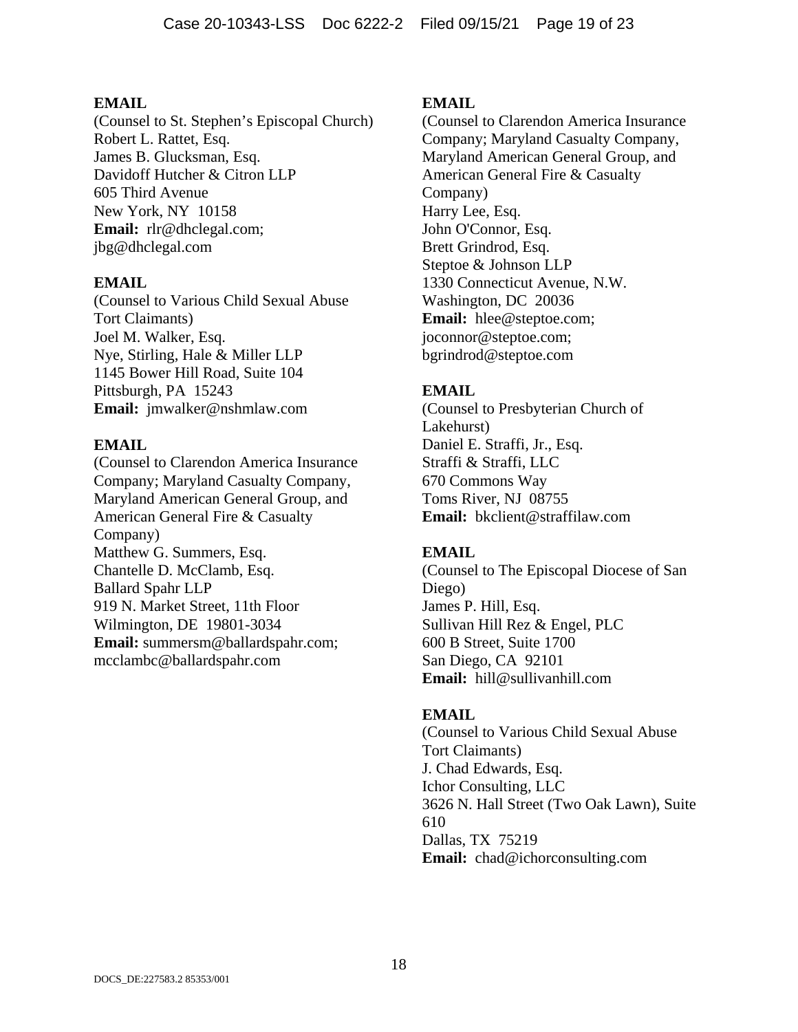**EMAIL**
(Counsel to St. Stephen's Episcopal Church)
Robert L. Rattet, Esq.
James B. Glucksman, Esq.
Davidoff Hutcher & Citron LLP
605 Third Avenue
New York, NY 10158
**Email:** rlr@dhclegal.com;
jbg@dhclegal.com

**EMAIL**
(Counsel to Various Child Sexual Abuse Tort Claimants)
Joel M. Walker, Esq.
Nye, Stirling, Hale & Miller LLP
1145 Bower Hill Road, Suite 104
Pittsburgh, PA 15243
**Email:** jmwalker@nshmlaw.com

**EMAIL**
(Counsel to Clarendon America Insurance Company; Maryland Casualty Company, Maryland American General Group, and American General Fire & Casualty Company)
Matthew G. Summers, Esq.
Chantelle D. McClamb, Esq.
Ballard Spahr LLP
919 N. Market Street, 11th Floor
Wilmington, DE 19801-3034
**Email:** summersm@ballardspahr.com;
mcclambc@ballardspahr.com

**EMAIL**
(Counsel to Clarendon America Insurance Company; Maryland Casualty Company, Maryland American General Group, and American General Fire & Casualty Company)
Harry Lee, Esq.
John O'Connor, Esq.
Brett Grindrod, Esq.
Steptoe & Johnson LLP
1330 Connecticut Avenue, N.W.
Washington, DC 20036
**Email:** hlee@steptoe.com;
joconnor@steptoe.com;
bgrindrod@steptoe.com

**EMAIL**
(Counsel to Presbyterian Church of Lakehurst)
Daniel E. Straffi, Jr., Esq.
Straffi & Straffi, LLC
670 Commons Way
Toms River, NJ 08755
**Email:** bkclient@straffilaw.com

**EMAIL**
(Counsel to The Episcopal Diocese of San Diego)
James P. Hill, Esq.
Sullivan Hill Rez & Engel, PLC
600 B Street, Suite 1700
San Diego, CA 92101
**Email:** hill@sullivanhill.com

**EMAIL**
(Counsel to Various Child Sexual Abuse Tort Claimants)
J. Chad Edwards, Esq.
Ichor Consulting, LLC
3626 N. Hall Street (Two Oak Lawn), Suite 610
Dallas, TX 75219
**Email:** chad@ichorconsulting.com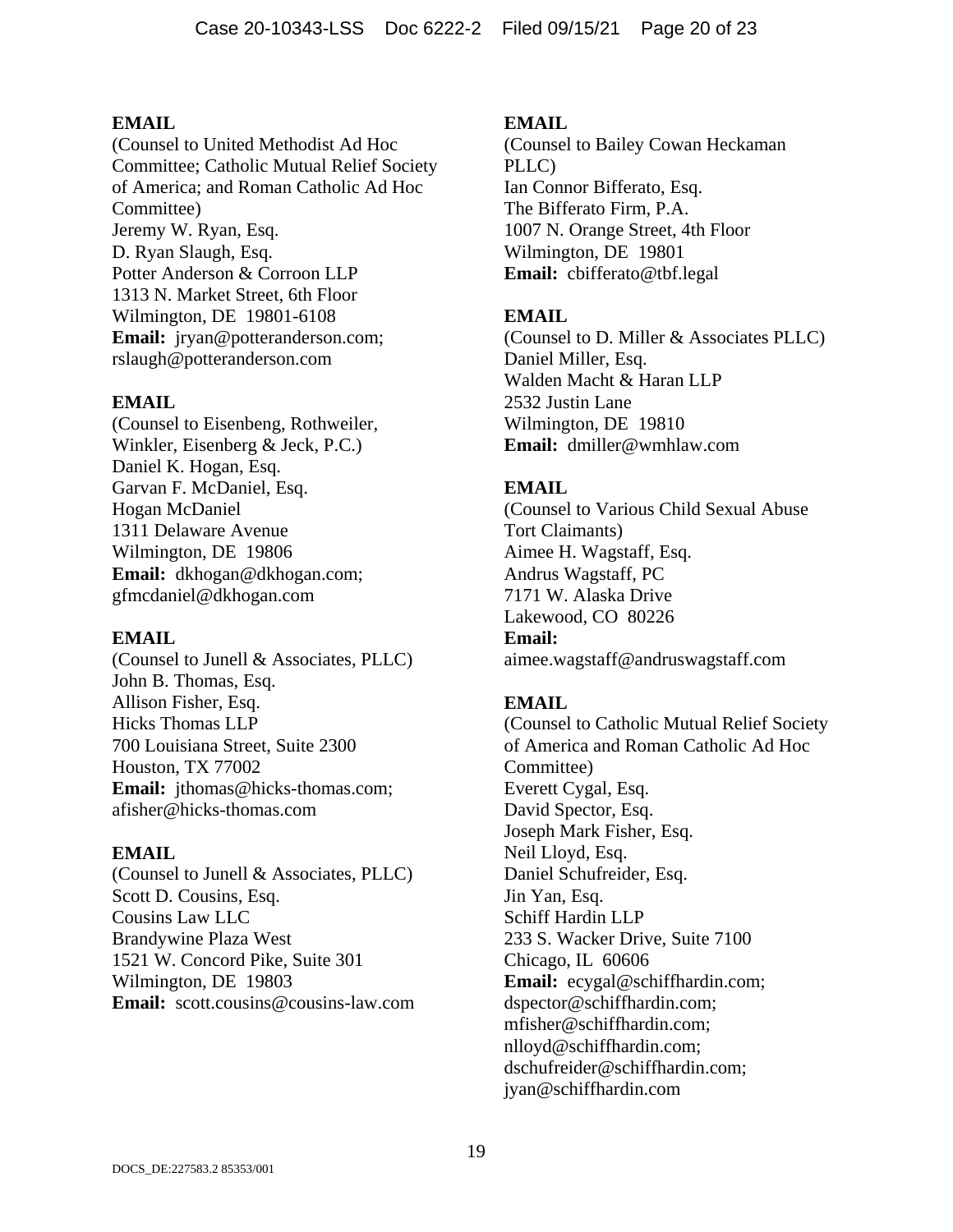**EMAIL**
(Counsel to United Methodist Ad Hoc Committee; Catholic Mutual Relief Society of America; and Roman Catholic Ad Hoc Committee)
Jeremy W. Ryan, Esq.
D. Ryan Slaugh, Esq.
Potter Anderson & Corroon LLP
1313 N. Market Street, 6th Floor
Wilmington, DE 19801-6108
**Email:** jryan@potteranderson.com; rslaugh@potteranderson.com

**EMAIL**
(Counsel to Eisenbeng, Rothweiler, Winkler, Eisenberg & Jeck, P.C.)
Daniel K. Hogan, Esq.
Garvan F. McDaniel, Esq.
Hogan McDaniel
1311 Delaware Avenue
Wilmington, DE 19806
**Email:** dkhogan@dkhogan.com; gfmcdaniel@dkhogan.com

**EMAIL**
(Counsel to Junell & Associates, PLLC)
John B. Thomas, Esq.
Allison Fisher, Esq.
Hicks Thomas LLP
700 Louisiana Street, Suite 2300
Houston, TX 77002
**Email:** jthomas@hicks-thomas.com; afisher@hicks-thomas.com

**EMAIL**
(Counsel to Junell & Associates, PLLC)
Scott D. Cousins, Esq.
Cousins Law LLC
Brandywine Plaza West
1521 W. Concord Pike, Suite 301
Wilmington, DE 19803
**Email:** scott.cousins@cousins-law.com

**EMAIL**
(Counsel to Bailey Cowan Heckaman PLLC)
Ian Connor Bifferato, Esq.
The Bifferato Firm, P.A.
1007 N. Orange Street, 4th Floor
Wilmington, DE 19801
**Email:** cbifferato@tbf.legal

**EMAIL**
(Counsel to D. Miller & Associates PLLC)
Daniel Miller, Esq.
Walden Macht & Haran LLP
2532 Justin Lane
Wilmington, DE 19810
**Email:** dmiller@wmhlaw.com

**EMAIL**
(Counsel to Various Child Sexual Abuse Tort Claimants)
Aimee H. Wagstaff, Esq.
Andrus Wagstaff, PC
7171 W. Alaska Drive
Lakewood, CO 80226
**Email:** aimee.wagstaff@andruswagstaff.com

**EMAIL**
(Counsel to Catholic Mutual Relief Society of America and Roman Catholic Ad Hoc Committee)
Everett Cygal, Esq.
David Spector, Esq.
Joseph Mark Fisher, Esq.
Neil Lloyd, Esq.
Daniel Schufreider, Esq.
Jin Yan, Esq.
Schiff Hardin LLP
233 S. Wacker Drive, Suite 7100
Chicago, IL 60606
**Email:** ecygal@schiffhardin.com; dspector@schiffhardin.com; mfisher@schiffhardin.com; nlloyd@schiffhardin.com; dschufreider@schiffhardin.com; jyan@schiffhardin.com

DOCS_DE:227583.2 85353/001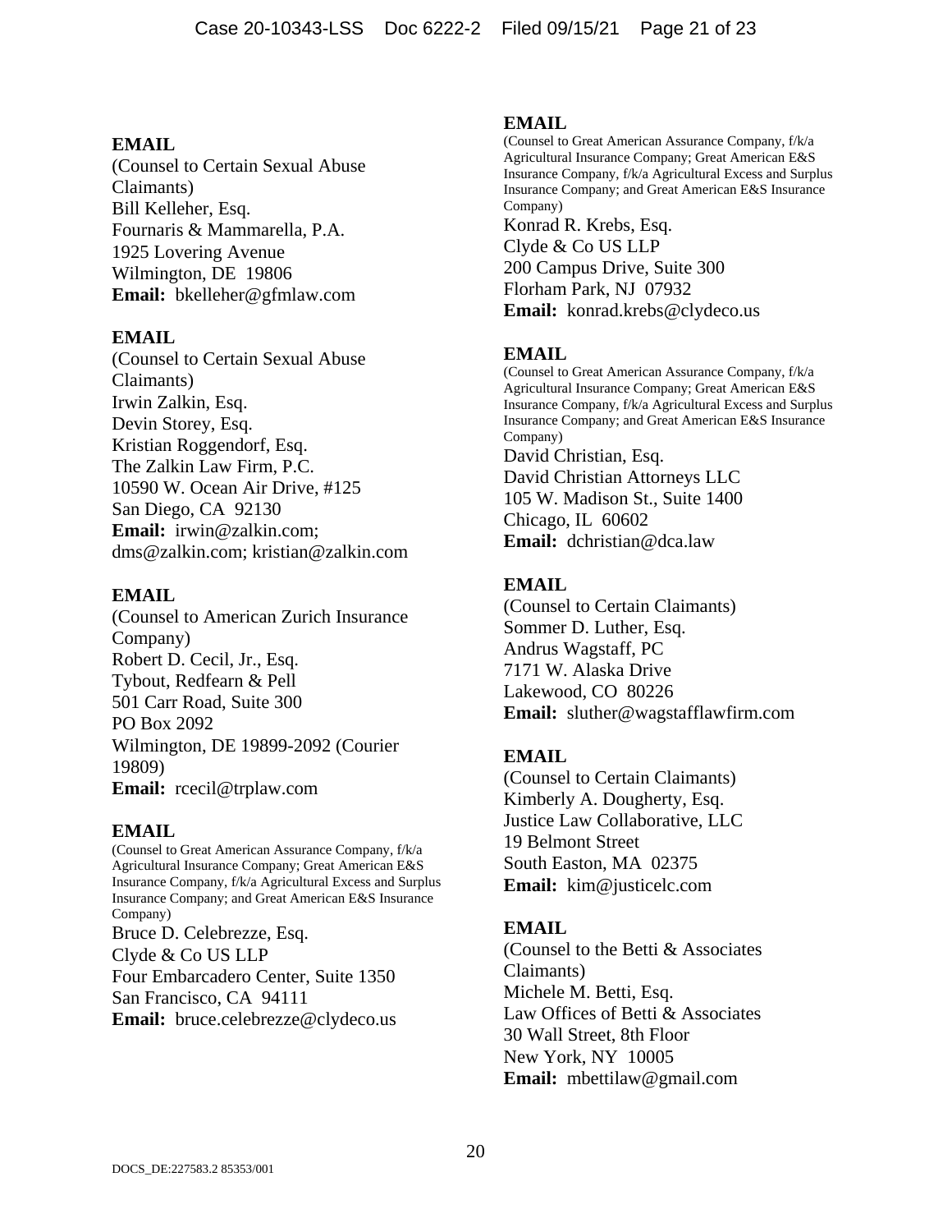**EMAIL**
(Counsel to Certain Sexual Abuse Claimants)
Bill Kelleher, Esq.
Fournaris & Mammarella, P.A.
1925 Lovering Avenue
Wilmington, DE 19806
**Email:** bkelleher@gfmlaw.com

**EMAIL**
(Counsel to Certain Sexual Abuse Claimants)
Irwin Zalkin, Esq.
Devin Storey, Esq.
Kristian Roggendorf, Esq.
The Zalkin Law Firm, P.C.
10590 W. Ocean Air Drive, #125
San Diego, CA 92130
**Email:** irwin@zalkin.com; dms@zalkin.com; kristian@zalkin.com

**EMAIL**
(Counsel to American Zurich Insurance Company)
Robert D. Cecil, Jr., Esq.
Tybout, Redfearn & Pell
501 Carr Road, Suite 300
PO Box 2092
Wilmington, DE 19899-2092 (Courier 19809)
**Email:** rcecil@trplaw.com

**EMAIL**
(Counsel to Great American Assurance Company, f/k/a Agricultural Insurance Company; Great American E&S Insurance Company, f/k/a Agricultural Excess and Surplus Insurance Company; and Great American E&S Insurance Company)
Bruce D. Celebrezze, Esq.
Clyde & Co US LLP
Four Embarcadero Center, Suite 1350
San Francisco, CA 94111
**Email:** bruce.celebrezze@clydeco.us

**EMAIL**
(Counsel to Great American Assurance Company, f/k/a Agricultural Insurance Company; Great American E&S Insurance Company, f/k/a Agricultural Excess and Surplus Insurance Company; and Great American E&S Insurance Company)
Konrad R. Krebs, Esq.
Clyde & Co US LLP
200 Campus Drive, Suite 300
Florham Park, NJ 07932
**Email:** konrad.krebs@clydeco.us

**EMAIL**
(Counsel to Great American Assurance Company, f/k/a Agricultural Insurance Company; Great American E&S Insurance Company, f/k/a Agricultural Excess and Surplus Insurance Company; and Great American E&S Insurance Company)
David Christian, Esq.
David Christian Attorneys LLC
105 W. Madison St., Suite 1400
Chicago, IL 60602
**Email:** dchristian@dca.law

**EMAIL**
(Counsel to Certain Claimants)
Sommer D. Luther, Esq.
Andrus Wagstaff, PC
7171 W. Alaska Drive
Lakewood, CO 80226
**Email:** sluther@wagstafflawfirm.com

**EMAIL**
(Counsel to Certain Claimants)
Kimberly A. Dougherty, Esq.
Justice Law Collaborative, LLC
19 Belmont Street
South Easton, MA 02375
**Email:** kim@justicelc.com

**EMAIL**
(Counsel to the Betti & Associates Claimants)
Michele M. Betti, Esq.
Law Offices of Betti & Associates
30 Wall Street, 8th Floor
New York, NY 10005
**Email:** mbettilaw@gmail.com

DOCS_DE:227583.2 85353/001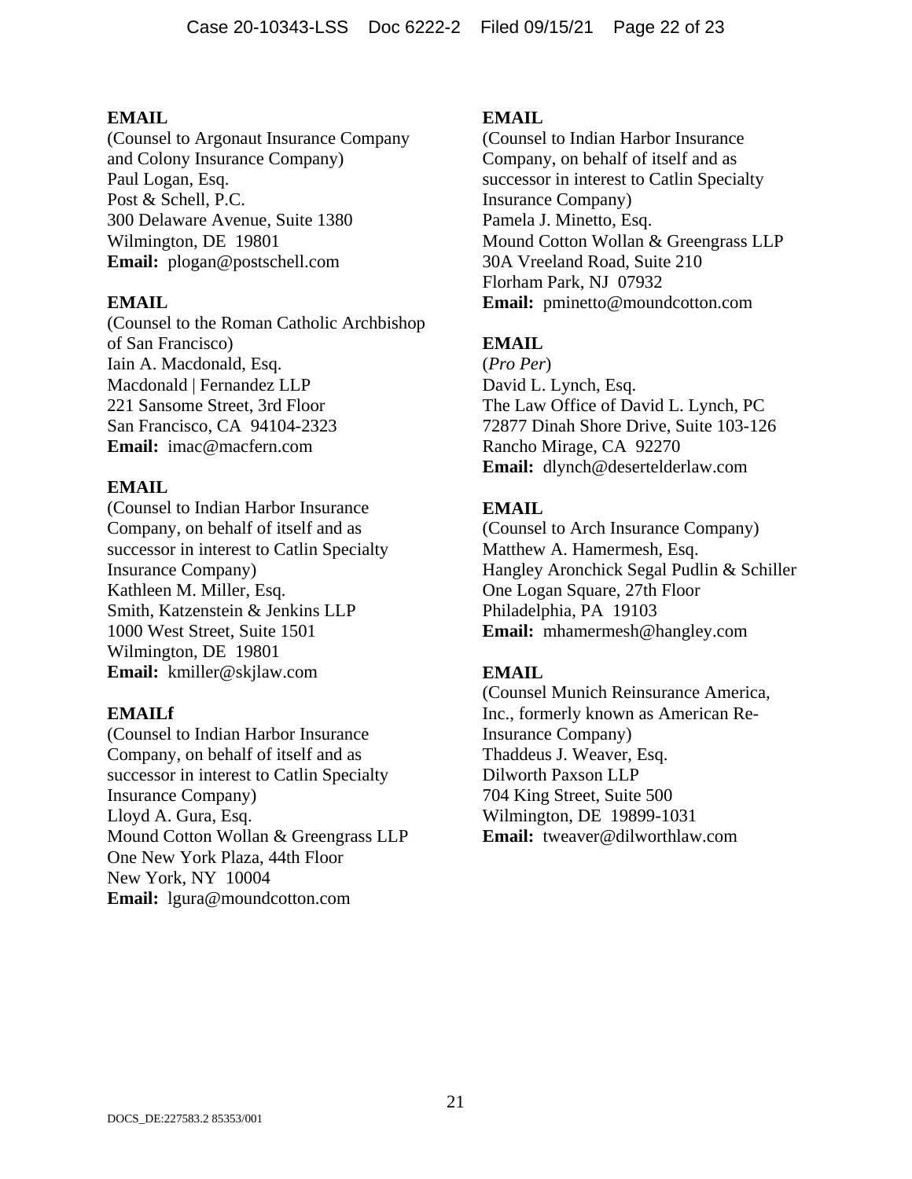**EMAIL**
(Counsel to Argonaut Insurance Company and Colony Insurance Company)
Paul Logan, Esq.
Post & Schell, P.C.
300 Delaware Avenue, Suite 1380
Wilmington, DE 19801
**Email:** plogan@postschell.com

**EMAIL**
(Counsel to the Roman Catholic Archbishop of San Francisco)
Iain A. Macdonald, Esq.
Macdonald | Fernandez LLP
221 Sansome Street, 3rd Floor
San Francisco, CA 94104-2323
**Email:** imac@macfern.com

**EMAIL**
(Counsel to Indian Harbor Insurance Company, on behalf of itself and as successor in interest to Catlin Specialty Insurance Company)
Kathleen M. Miller, Esq.
Smith, Katzenstein & Jenkins LLP
1000 West Street, Suite 1501
Wilmington, DE 19801
**Email:** kmiller@skjlaw.com

**EMAILf**
(Counsel to Indian Harbor Insurance Company, on behalf of itself and as successor in interest to Catlin Specialty Insurance Company)
Lloyd A. Gura, Esq.
Mound Cotton Wollan & Greengrass LLP
One New York Plaza, 44th Floor
New York, NY 10004
**Email:** lgura@moundcotton.com

**EMAIL**
(Counsel to Indian Harbor Insurance Company, on behalf of itself and as successor in interest to Catlin Specialty Insurance Company)
Pamela J. Minetto, Esq.
Mound Cotton Wollan & Greengrass LLP
30A Vreeland Road, Suite 210
Florham Park, NJ 07932
**Email:** pminetto@moundcotton.com

**EMAIL**
(*Pro Per*)
David L. Lynch, Esq.
The Law Office of David L. Lynch, PC
72877 Dinah Shore Drive, Suite 103-126
Rancho Mirage, CA 92270
**Email:** dlynch@desertelderlaw.com

**EMAIL**
(Counsel to Arch Insurance Company)
Matthew A. Hamermesh, Esq.
Hangley Aronchick Segal Pudlin & Schiller
One Logan Square, 27th Floor
Philadelphia, PA 19103
**Email:** mhamermesh@hangley.com

**EMAIL**
(Counsel Munich Reinsurance America, Inc., formerly known as American Re-Insurance Company)
Thaddeus J. Weaver, Esq.
Dilworth Paxson LLP
704 King Street, Suite 500
Wilmington, DE 19899-1031
**Email:** tweaver@dilworthlaw.com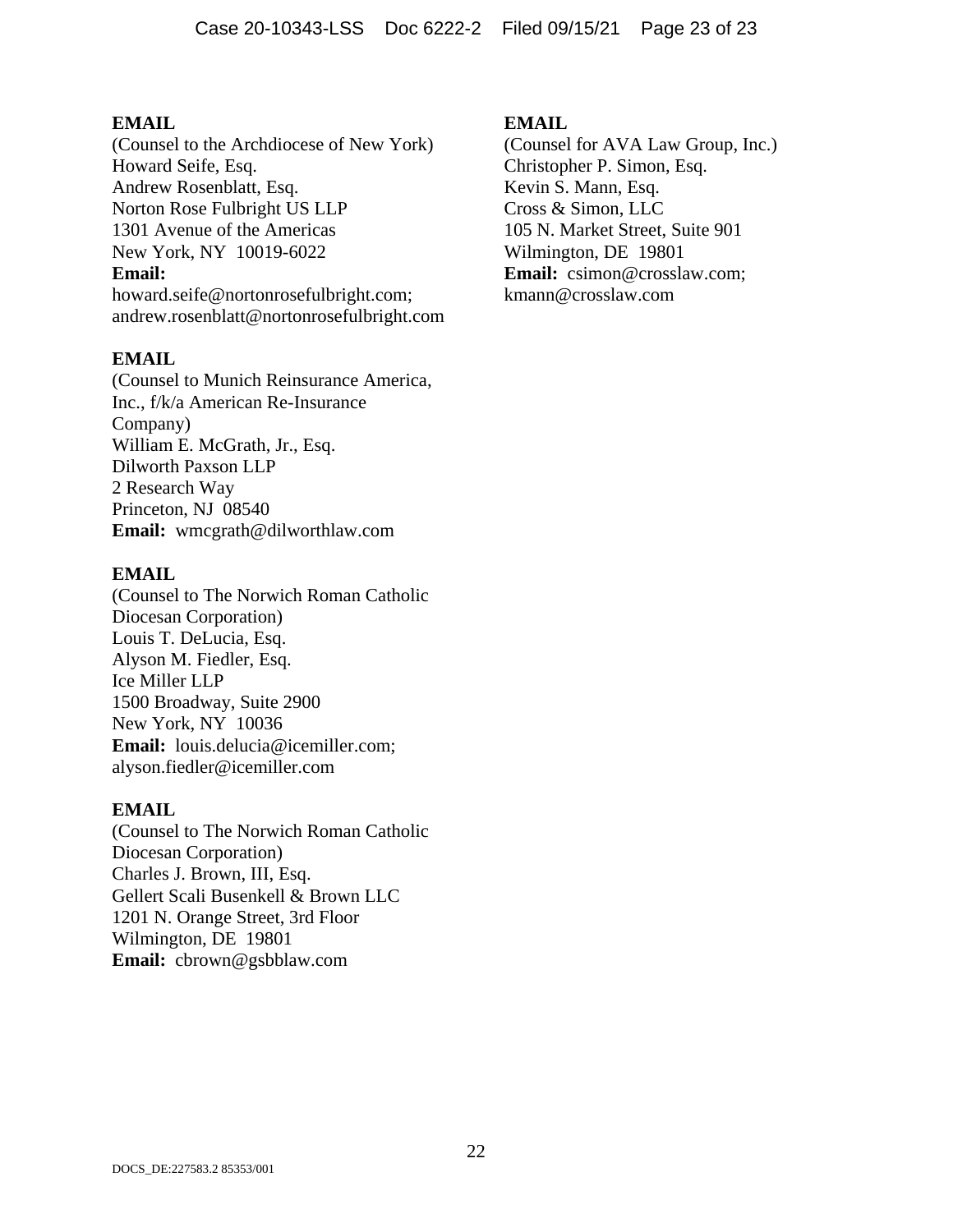**EMAIL**
(Counsel to the Archdiocese of New York)
Howard Seife, Esq.
Andrew Rosenblatt, Esq.
Norton Rose Fulbright US LLP
1301 Avenue of the Americas
New York, NY 10019-6022
**Email:**
howard.seife@nortonrosefulbright.com;
andrew.rosenblatt@nortonrosefulbright.com

**EMAIL**
(Counsel to Munich Reinsurance America, Inc., f/k/a American Re-Insurance Company)
William E. McGrath, Jr., Esq.
Dilworth Paxson LLP
2 Research Way
Princeton, NJ 08540
**Email:** wmcgrath@dilworthlaw.com

**EMAIL**
(Counsel to The Norwich Roman Catholic Diocesan Corporation)
Louis T. DeLucia, Esq.
Alyson M. Fiedler, Esq.
Ice Miller LLP
1500 Broadway, Suite 2900
New York, NY 10036
**Email:** louis.delucia@icemiller.com;
alyson.fiedler@icemiller.com

**EMAIL**
(Counsel to The Norwich Roman Catholic Diocesan Corporation)
Charles J. Brown, III, Esq.
Gellert Scali Busenkell & Brown LLC
1201 N. Orange Street, 3rd Floor
Wilmington, DE 19801
**Email:** cbrown@gsbblaw.com

**EMAIL**
(Counsel for AVA Law Group, Inc.)
Christopher P. Simon, Esq.
Kevin S. Mann, Esq.
Cross & Simon, LLC
105 N. Market Street, Suite 901
Wilmington, DE 19801
**Email:** csimon@crosslaw.com;
kmann@crosslaw.com

DOCS_DE:227583.2 85353/001